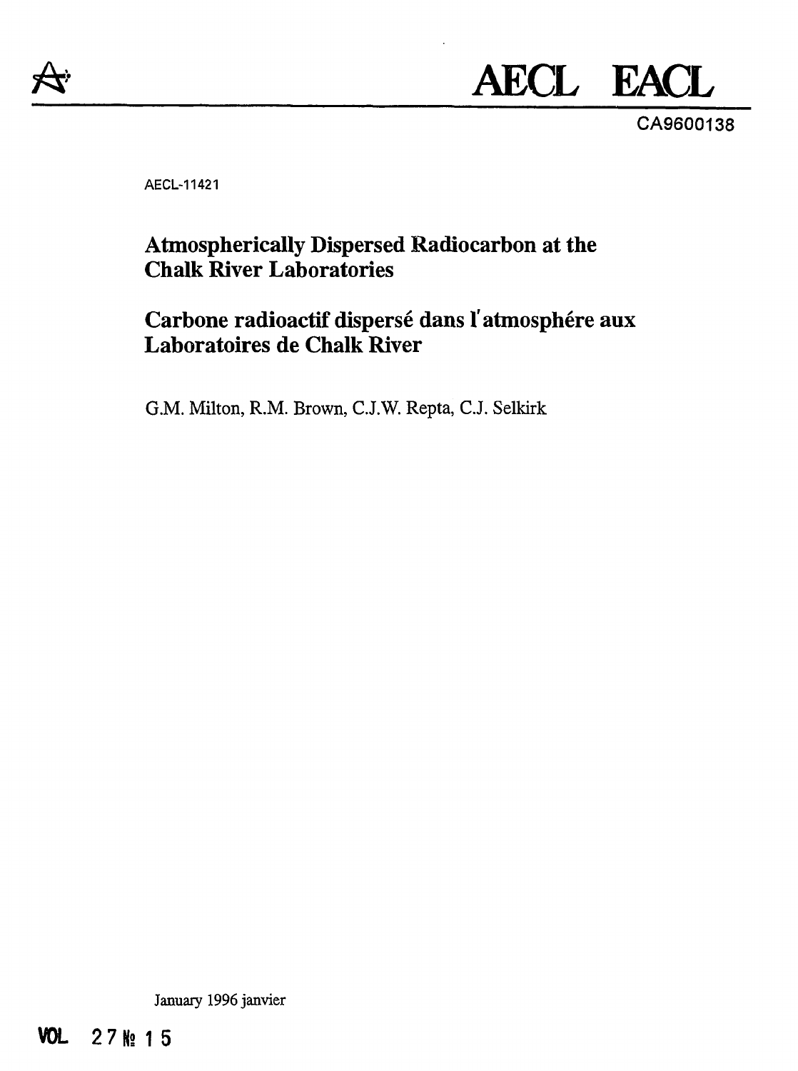AECL EACL

CA9600138

AECL-11421

# Atmospherically Dispersed Radiocarbon at the Chalk River Laboratories

# Carbone radioactif dispersé dans l'atmosphère aux Laboratoires de Chalk River

G.M. Milton, R.M. Brown, C.J.W. Repta, C.J. Selkirk

January 1996 janvier

VOL 27 № 15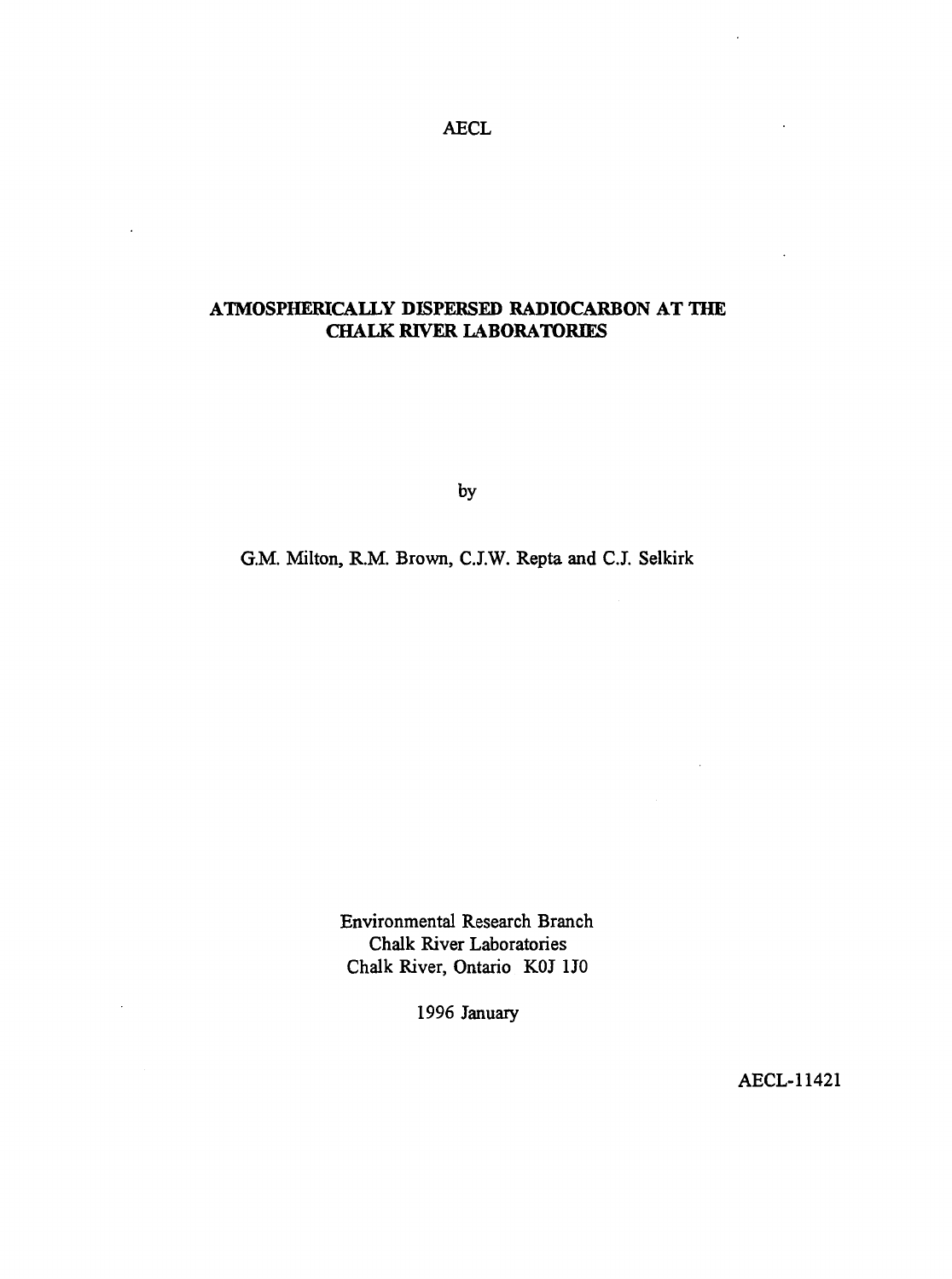AECL

# ATMOSPHERICALLY DISPERSED RADIOCARBON AT THE CHALK RIVER LABORATORIES

by

G.M. Milton, R.M. Brown, C.J.W. Repta and C.J. Selkirk

Environmental Research Branch
Chalk River Laboratories
Chalk River, Ontario K0J 1J0

1996 January

AECL-11421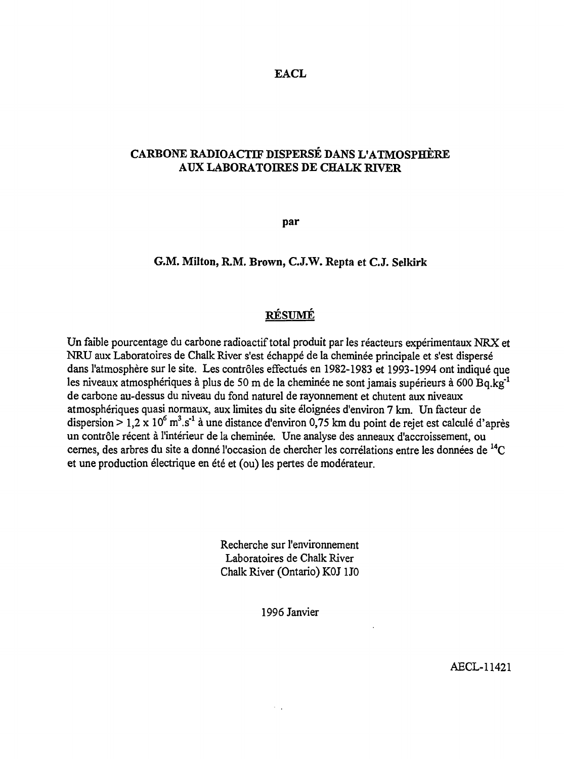EACL

# CARBONE RADIOACTIF DISPERSÉ DANS L'ATMOSPHÈRE AUX LABORATOIRES DE CHALK RIVER

par

**G.M. Milton, R.M. Brown, C.J.W. Repta et C.J. Selkirk**

## RÉSUMÉ

Un faible pourcentage du carbone radioactif total produit par les réacteurs expérimentaux NRX et NRU aux Laboratoires de Chalk River s'est échappé de la cheminée principale et s'est dispersé dans l'atmosphère sur le site. Les contrôles effectués en 1982-1983 et 1993-1994 ont indiqué que les niveaux atmosphériques à plus de 50 m de la cheminée ne sont jamais supérieurs à 600 $Bq.kg^{-1}$ de carbone au-dessus du niveau du fond naturel de rayonnement et chutent aux niveaux atmosphériques quasi normaux, aux limites du site éloignées d'environ 7 km. Un facteur de dispersion > $1,2 \times 10^{6}$ $m^{3}.s^{-1}$ à une distance d'environ 0,75 km du point de rejet est calculé d'après un contrôle récent à l'intérieur de la cheminée. Une analyse des anneaux d'accroissement, ou cernes, des arbres du site a donné l'occasion de chercher les corrélations entre les données de $^{14}C$ et une production électrique en été et (ou) les pertes de modérateur.

Recherche sur l'environnement
Laboratoires de Chalk River
Chalk River (Ontario) K0J 1J0

1996 Janvier

AECL-11421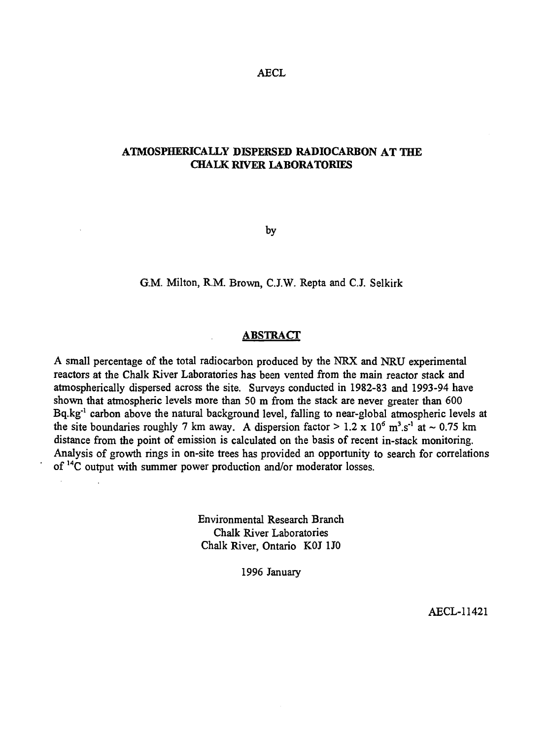AECL

# ATMOSPHERICALLY DISPERSED RADIOCARBON AT THE CHALK RIVER LABORATORIES

by

G.M. Milton, R.M. Brown, C.J.W. Repta and C.J. Selkirk

## ABSTRACT

A small percentage of the total radiocarbon produced by the NRX and NRU experimental reactors at the Chalk River Laboratories has been vented from the main reactor stack and atmospherically dispersed across the site. Surveys conducted in 1982-83 and 1993-94 have shown that atmospheric levels more than 50 m from the stack are never greater than 600 $Bq.kg^{-1}$ carbon above the natural background level, falling to near-global atmospheric levels at the site boundaries roughly 7 km away. A dispersion factor $> 1.2 \times 10^6$ $m^3.s^{-1}$ at $\sim 0.75$ km distance from the point of emission is calculated on the basis of recent in-stack monitoring. Analysis of growth rings in on-site trees has provided an opportunity to search for correlations of $^{14}C$ output with summer power production and/or moderator losses.

Environmental Research Branch
Chalk River Laboratories
Chalk River, Ontario K0J 1J0

1996 January

AECL-11421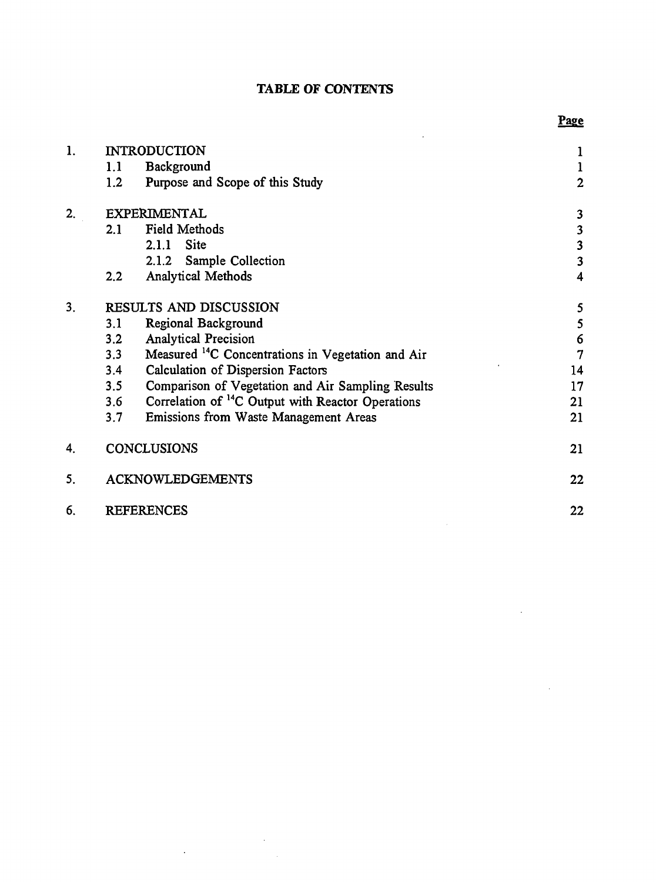**TABLE OF CONTENTS**

| | | Page |
|---|---|---|
| 1. | INTRODUCTION | 1 |
| | 1.1 Background | 1 |
| | 1.2 Purpose and Scope of this Study | 2 |
| 2. | EXPERIMENTAL | 3 |
| | 2.1 Field Methods | 3 |
| | 2.1.1 Site | 3 |
| | 2.1.2 Sample Collection | 3 |
| | 2.2 Analytical Methods | 4 |
| 3. | RESULTS AND DISCUSSION | 5 |
| | 3.1 Regional Background | 5 |
| | 3.2 Analytical Precision | 6 |
| | 3.3 Measured $^{14}C$ Concentrations in Vegetation and Air | 7 |
| | 3.4 Calculation of Dispersion Factors | 14 |
| | 3.5 Comparison of Vegetation and Air Sampling Results | 17 |
| | 3.6 Correlation of $^{14}C$ Output with Reactor Operations | 21 |
| | 3.7 Emissions from Waste Management Areas | 21 |
| 4. | CONCLUSIONS | 21 |
| 5. | ACKNOWLEDGEMENTS | 22 |
| 6. | REFERENCES | 22 |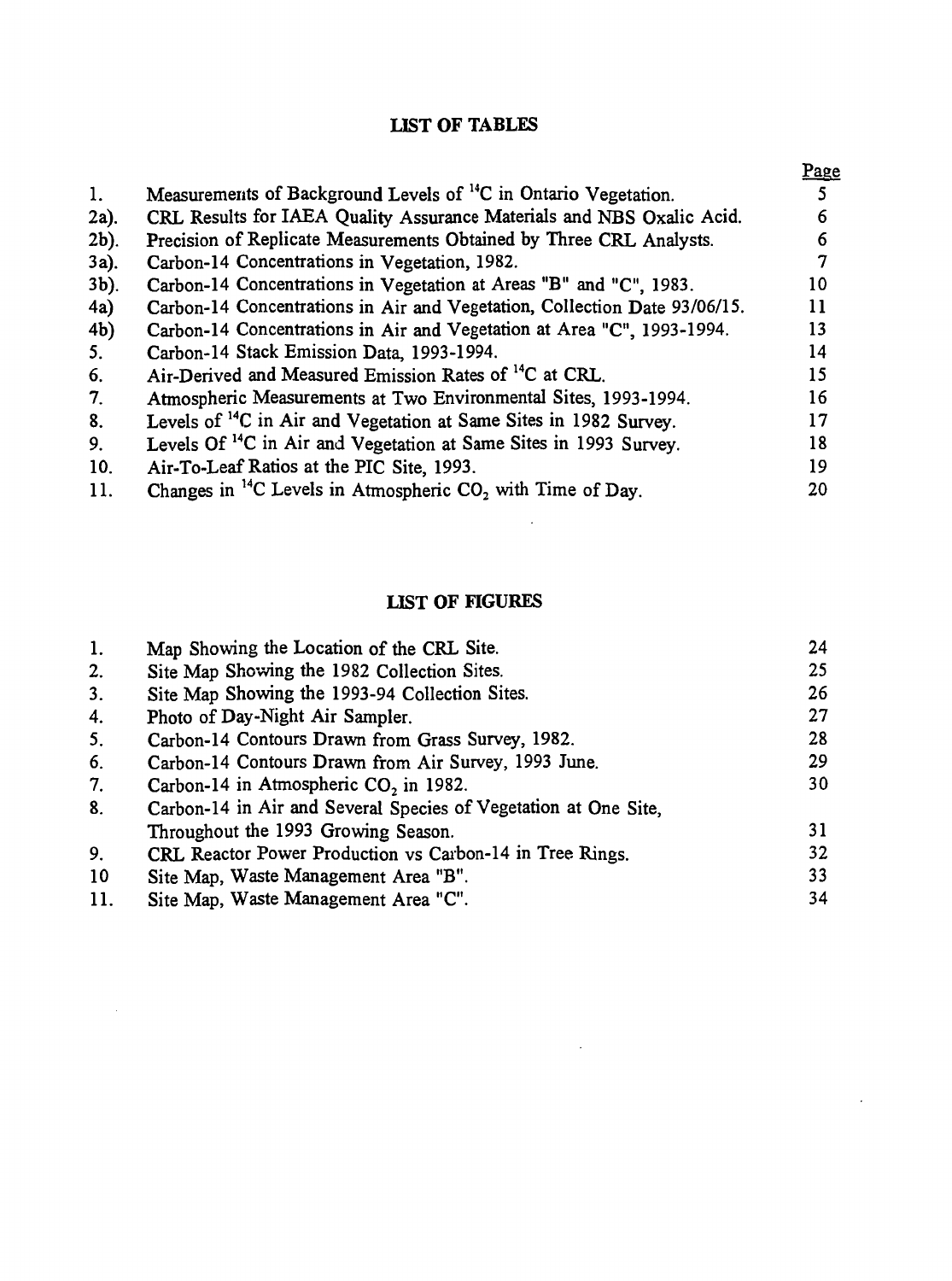## LIST OF TABLES

| | | Page |
|---|---|---|
| 1. | Measurements of Background Levels of $^{14}C$ in Ontario Vegetation. | 5 |
| 2a). | CRL Results for IAEA Quality Assurance Materials and NBS Oxalic Acid. | 6 |
| 2b). | Precision of Replicate Measurements Obtained by Three CRL Analysts. | 6 |
| 3a). | Carbon-14 Concentrations in Vegetation, 1982. | 7 |
| 3b). | Carbon-14 Concentrations in Vegetation at Areas "B" and "C", 1983. | 10 |
| 4a) | Carbon-14 Concentrations in Air and Vegetation, Collection Date 93/06/15. | 11 |
| 4b) | Carbon-14 Concentrations in Air and Vegetation at Area "C", 1993-1994. | 13 |
| 5. | Carbon-14 Stack Emission Data, 1993-1994. | 14 |
| 6. | Air-Derived and Measured Emission Rates of $^{14}C$ at CRL. | 15 |
| 7. | Atmospheric Measurements at Two Environmental Sites, 1993-1994. | 16 |
| 8. | Levels of $^{14}C$ in Air and Vegetation at Same Sites in 1982 Survey. | 17 |
| 9. | Levels Of $^{14}C$ in Air and Vegetation at Same Sites in 1993 Survey. | 18 |
| 10. | Air-To-Leaf Ratios at the PIC Site, 1993. | 19 |
| 11. | Changes in $^{14}C$ Levels in Atmospheric $CO_2$ with Time of Day. | 20 |

## LIST OF FIGURES

| | | |
|---|---|---|
| 1. | Map Showing the Location of the CRL Site. | 24 |
| 2. | Site Map Showing the 1982 Collection Sites. | 25 |
| 3. | Site Map Showing the 1993-94 Collection Sites. | 26 |
| 4. | Photo of Day-Night Air Sampler. | 27 |
| 5. | Carbon-14 Contours Drawn from Grass Survey, 1982. | 28 |
| 6. | Carbon-14 Contours Drawn from Air Survey, 1993 June. | 29 |
| 7. | Carbon-14 in Atmospheric $CO_2$ in 1982. | 30 |
| 8. | Carbon-14 in Air and Several Species of Vegetation at One Site, Throughout the 1993 Growing Season. | 31 |
| 9. | CRL Reactor Power Production vs Carbon-14 in Tree Rings. | 32 |
| 10 | Site Map, Waste Management Area "B". | 33 |
| 11. | Site Map, Waste Management Area "C". | 34 |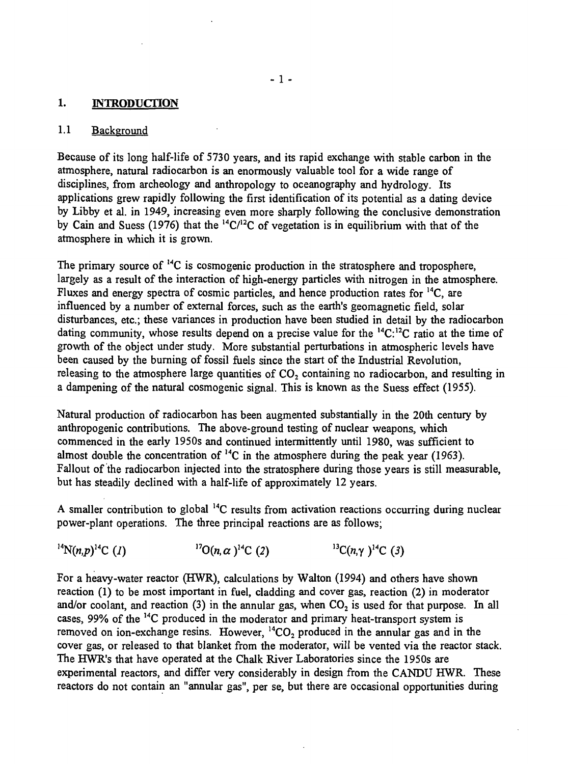# 1. INTRODUCTION

## 1.1 Background

Because of its long half-life of 5730 years, and its rapid exchange with stable carbon in the atmosphere, natural radiocarbon is an enormously valuable tool for a wide range of disciplines, from archeology and anthropology to oceanography and hydrology. Its applications grew rapidly following the first identification of its potential as a dating device by Libby et al. in 1949, increasing even more sharply following the conclusive demonstration by Cain and Suess (1976) that the $^{14}C/^{12}C$ of vegetation is in equilibrium with that of the atmosphere in which it is grown.

The primary source of $^{14}C$ is cosmogenic production in the stratosphere and troposphere, largely as a result of the interaction of high-energy particles with nitrogen in the atmosphere. Fluxes and energy spectra of cosmic particles, and hence production rates for $^{14}C$, are influenced by a number of external forces, such as the earth's geomagnetic field, solar disturbances, etc.; these variances in production have been studied in detail by the radiocarbon dating community, whose results depend on a precise value for the $^{14}C$:$^{12}C$ ratio at the time of growth of the object under study. More substantial perturbations in atmospheric levels have been caused by the burning of fossil fuels since the start of the Industrial Revolution, releasing to the atmosphere large quantities of $CO_2$ containing no radiocarbon, and resulting in a dampening of the natural cosmogenic signal. This is known as the Suess effect (1955).

Natural production of radiocarbon has been augmented substantially in the 20th century by anthropogenic contributions. The above-ground testing of nuclear weapons, which commenced in the early 1950s and continued intermittently until 1980, was sufficient to almost double the concentration of $^{14}C$ in the atmosphere during the peak year (1963). Fallout of the radiocarbon injected into the stratosphere during those years is still measurable, but has steadily declined with a half-life of approximately 12 years.

A smaller contribution to global $^{14}C$ results from activation reactions occurring during nuclear power-plant operations. The three principal reactions are as follows;

$^{14}N(n,p)^{14}C$ (*1*) $\qquad$ $^{17}O(n,\alpha)^{14}C$ (*2*) $\qquad$ $^{13}C(n,\gamma)^{14}C$ (*3*)

For a heavy-water reactor (HWR), calculations by Walton (1994) and others have shown reaction (1) to be most important in fuel, cladding and cover gas, reaction (2) in moderator and/or coolant, and reaction (3) in the annular gas, when $CO_2$ is used for that purpose. In all cases, 99% of the $^{14}C$ produced in the moderator and primary heat-transport system is removed on ion-exchange resins. However, $^{14}CO_2$ produced in the annular gas and in the cover gas, or released to that blanket from the moderator, will be vented via the reactor stack. The HWR's that have operated at the Chalk River Laboratories since the 1950s are experimental reactors, and differ very considerably in design from the CANDU HWR. These reactors do not contain an "annular gas", per se, but there are occasional opportunities during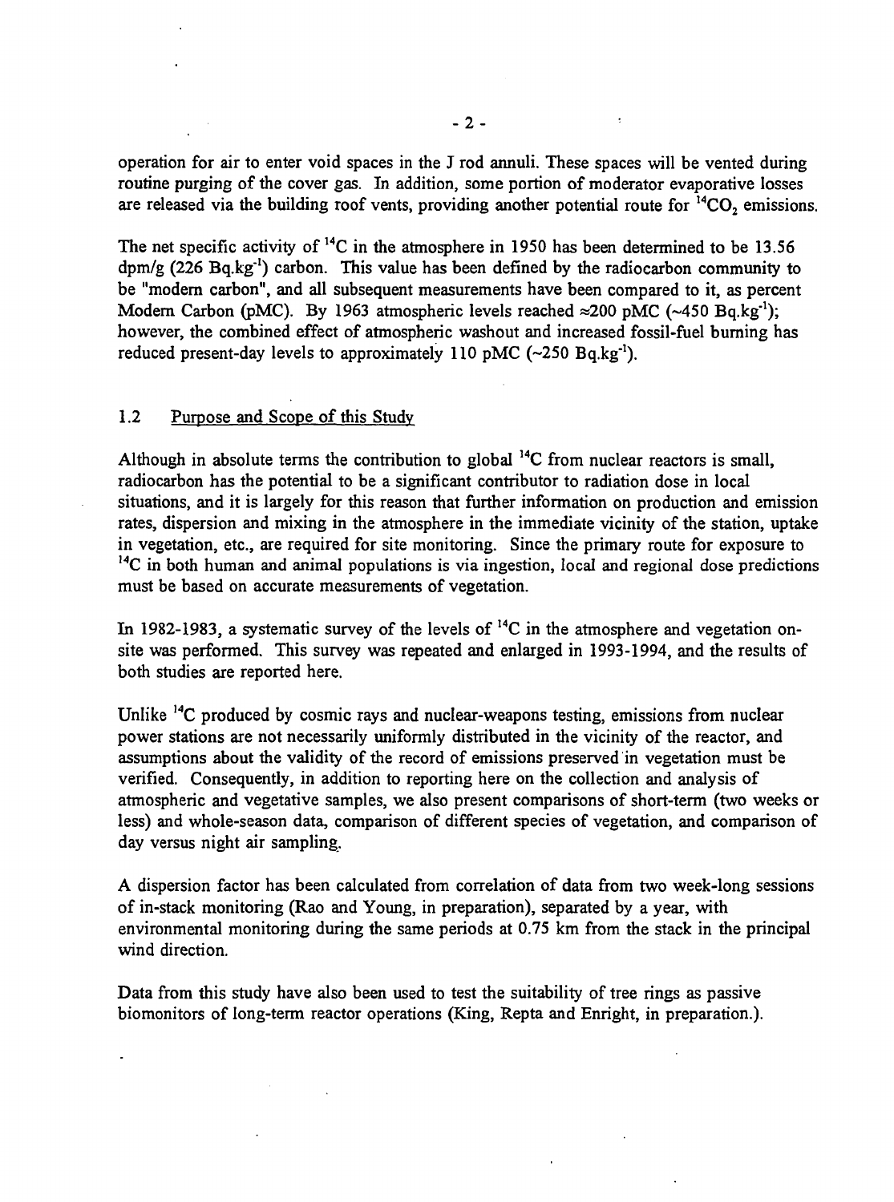operation for air to enter void spaces in the J rod annuli. These spaces will be vented during routine purging of the cover gas. In addition, some portion of moderator evaporative losses are released via the building roof vents, providing another potential route for $^{14}CO_2$ emissions.

The net specific activity of $^{14}C$ in the atmosphere in 1950 has been determined to be 13.56 dpm/g (226 $Bq.kg^{-1}$) carbon. This value has been defined by the radiocarbon community to be "modern carbon", and all subsequent measurements have been compared to it, as percent Modern Carbon (pMC). By 1963 atmospheric levels reached $\approx$200 pMC (~450 $Bq.kg^{-1}$); however, the combined effect of atmospheric washout and increased fossil-fuel burning has reduced present-day levels to approximately 110 pMC (~250 $Bq.kg^{-1}$).

## 1.2 Purpose and Scope of this Study

Although in absolute terms the contribution to global $^{14}C$ from nuclear reactors is small, radiocarbon has the potential to be a significant contributor to radiation dose in local situations, and it is largely for this reason that further information on production and emission rates, dispersion and mixing in the atmosphere in the immediate vicinity of the station, uptake in vegetation, etc., are required for site monitoring. Since the primary route for exposure to $^{14}C$ in both human and animal populations is via ingestion, local and regional dose predictions must be based on accurate measurements of vegetation.

In 1982-1983, a systematic survey of the levels of $^{14}C$ in the atmosphere and vegetation on-site was performed. This survey was repeated and enlarged in 1993-1994, and the results of both studies are reported here.

Unlike $^{14}C$ produced by cosmic rays and nuclear-weapons testing, emissions from nuclear power stations are not necessarily uniformly distributed in the vicinity of the reactor, and assumptions about the validity of the record of emissions preserved in vegetation must be verified. Consequently, in addition to reporting here on the collection and analysis of atmospheric and vegetative samples, we also present comparisons of short-term (two weeks or less) and whole-season data, comparison of different species of vegetation, and comparison of day versus night air sampling.

A dispersion factor has been calculated from correlation of data from two week-long sessions of in-stack monitoring (Rao and Young, in preparation), separated by a year, with environmental monitoring during the same periods at 0.75 km from the stack in the principal wind direction.

Data from this study have also been used to test the suitability of tree rings as passive biomonitors of long-term reactor operations (King, Repta and Enright, in preparation.).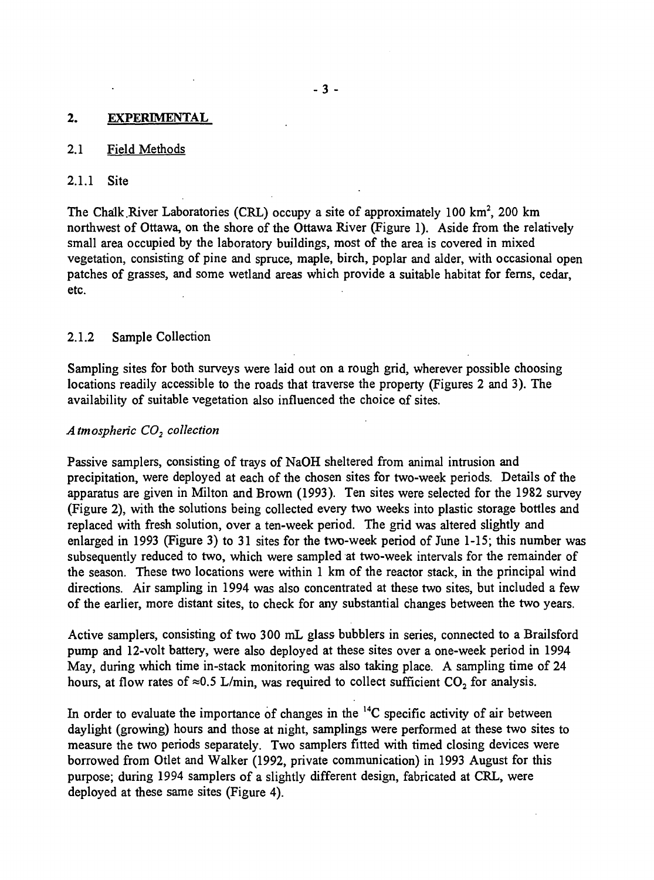## 2. EXPERIMENTAL

### 2.1 Field Methods

#### 2.1.1 Site

The Chalk River Laboratories (CRL) occupy a site of approximately 100 km$^2$, 200 km northwest of Ottawa, on the shore of the Ottawa River (Figure 1). Aside from the relatively small area occupied by the laboratory buildings, most of the area is covered in mixed vegetation, consisting of pine and spruce, maple, birch, poplar and alder, with occasional open patches of grasses, and some wetland areas which provide a suitable habitat for ferns, cedar, etc.

#### 2.1.2 Sample Collection

Sampling sites for both surveys were laid out on a rough grid, wherever possible choosing locations readily accessible to the roads that traverse the property (Figures 2 and 3). The availability of suitable vegetation also influenced the choice of sites.

*Atmospheric $CO_2$ collection*

Passive samplers, consisting of trays of NaOH sheltered from animal intrusion and precipitation, were deployed at each of the chosen sites for two-week periods. Details of the apparatus are given in Milton and Brown (1993). Ten sites were selected for the 1982 survey (Figure 2), with the solutions being collected every two weeks into plastic storage bottles and replaced with fresh solution, over a ten-week period. The grid was altered slightly and enlarged in 1993 (Figure 3) to 31 sites for the two-week period of June 1-15; this number was subsequently reduced to two, which were sampled at two-week intervals for the remainder of the season. These two locations were within 1 km of the reactor stack, in the principal wind directions. Air sampling in 1994 was also concentrated at these two sites, but included a few of the earlier, more distant sites, to check for any substantial changes between the two years.

Active samplers, consisting of two 300 mL glass bubblers in series, connected to a Brailsford pump and 12-volt battery, were also deployed at these sites over a one-week period in 1994 May, during which time in-stack monitoring was also taking place. A sampling time of 24 hours, at flow rates of $\approx$0.5 L/min, was required to collect sufficient $CO_2$ for analysis.

In order to evaluate the importance of changes in the $^{14}C$ specific activity of air between daylight (growing) hours and those at night, samplings were performed at these two sites to measure the two periods separately. Two samplers fitted with timed closing devices were borrowed from Otlet and Walker (1992, private communication) in 1993 August for this purpose; during 1994 samplers of a slightly different design, fabricated at CRL, were deployed at these same sites (Figure 4).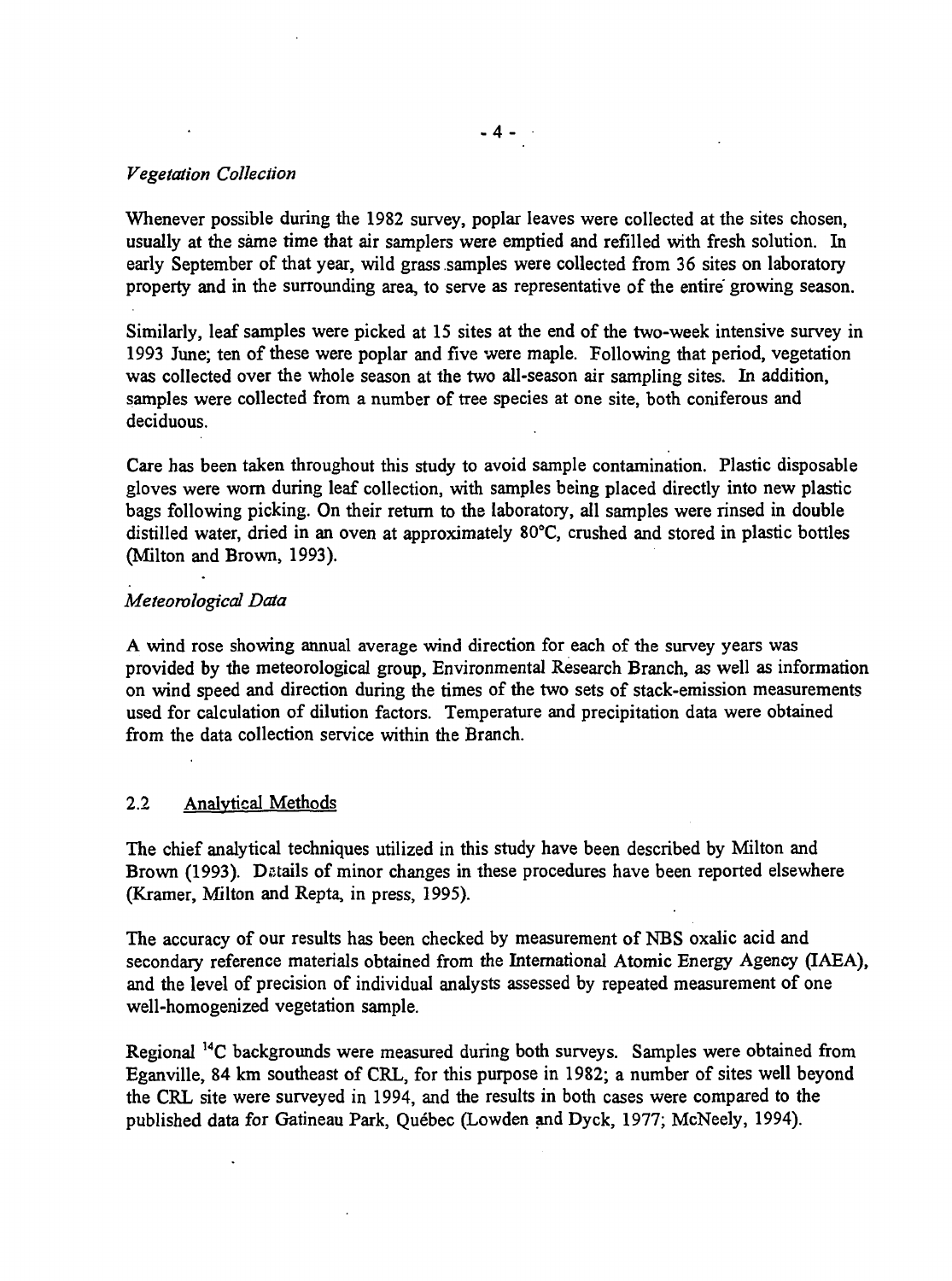*Vegetation Collection*

Whenever possible during the 1982 survey, poplar leaves were collected at the sites chosen, usually at the same time that air samplers were emptied and refilled with fresh solution. In early September of that year, wild grass samples were collected from 36 sites on laboratory property and in the surrounding area, to serve as representative of the entire growing season.

Similarly, leaf samples were picked at 15 sites at the end of the two-week intensive survey in 1993 June; ten of these were poplar and five were maple. Following that period, vegetation was collected over the whole season at the two all-season air sampling sites. In addition, samples were collected from a number of tree species at one site, both coniferous and deciduous.

Care has been taken throughout this study to avoid sample contamination. Plastic disposable gloves were worn during leaf collection, with samples being placed directly into new plastic bags following picking. On their return to the laboratory, all samples were rinsed in double distilled water, dried in an oven at approximately 80°C, crushed and stored in plastic bottles (Milton and Brown, 1993).

*Meteorological Data*

A wind rose showing annual average wind direction for each of the survey years was provided by the meteorological group, Environmental Research Branch, as well as information on wind speed and direction during the times of the two sets of stack-emission measurements used for calculation of dilution factors. Temperature and precipitation data were obtained from the data collection service within the Branch.

## 2.2 Analytical Methods

The chief analytical techniques utilized in this study have been described by Milton and Brown (1993). Details of minor changes in these procedures have been reported elsewhere (Kramer, Milton and Repta, in press, 1995).

The accuracy of our results has been checked by measurement of NBS oxalic acid and secondary reference materials obtained from the International Atomic Energy Agency (IAEA), and the level of precision of individual analysts assessed by repeated measurement of one well-homogenized vegetation sample.

Regional $^{14}C$ backgrounds were measured during both surveys. Samples were obtained from Eganville, 84 km southeast of CRL, for this purpose in 1982; a number of sites well beyond the CRL site were surveyed in 1994, and the results in both cases were compared to the published data for Gatineau Park, Québec (Lowden and Dyck, 1977; McNeely, 1994).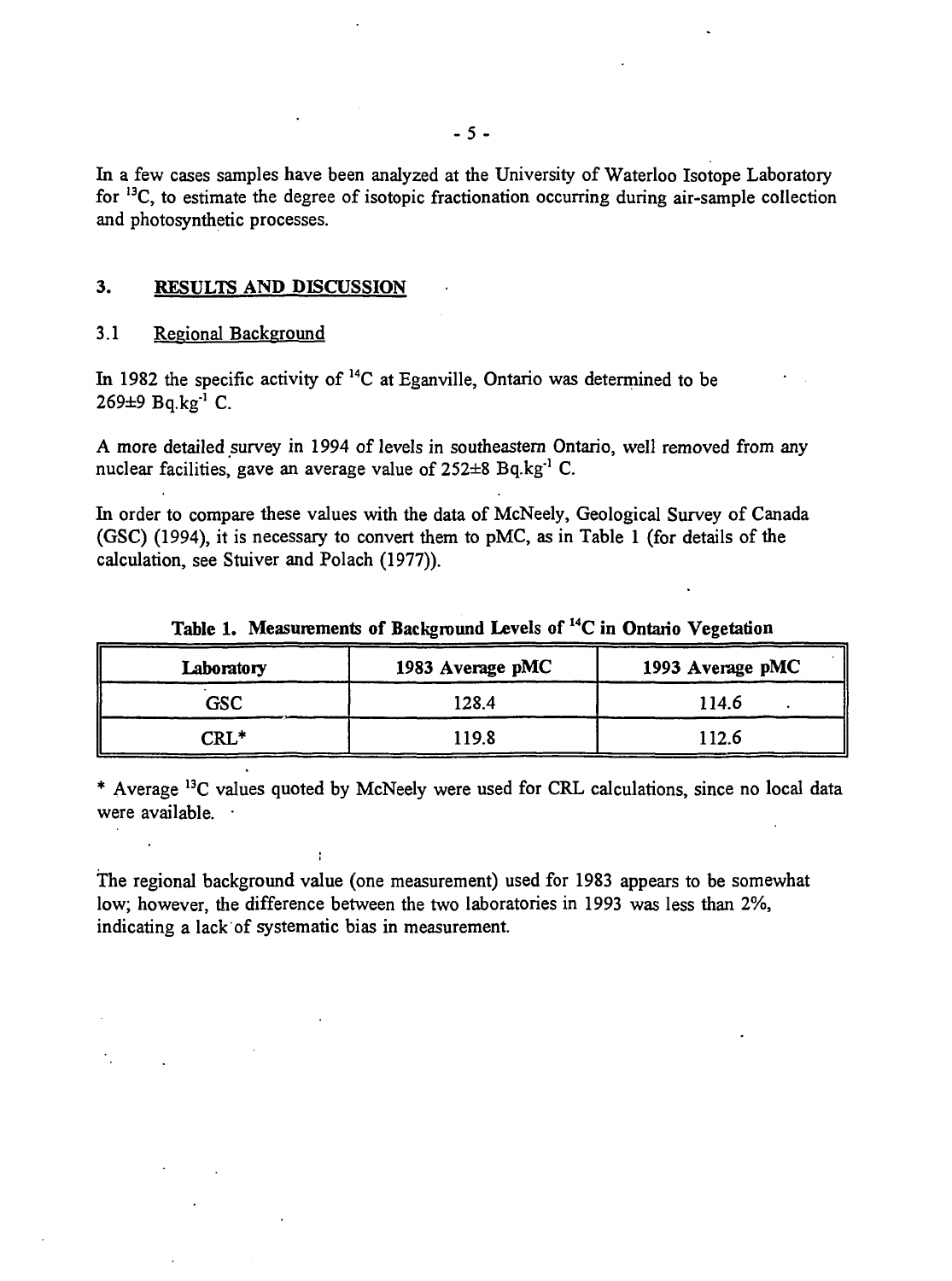In a few cases samples have been analyzed at the University of Waterloo Isotope Laboratory for $^{13}C$, to estimate the degree of isotopic fractionation occurring during air-sample collection and photosynthetic processes.

## 3. RESULTS AND DISCUSSION

### 3.1 Regional Background

In 1982 the specific activity of $^{14}C$ at Eganville, Ontario was determined to be $269 \pm 9$ $Bq.kg^{-1}$ C.

A more detailed survey in 1994 of levels in southeastern Ontario, well removed from any nuclear facilities, gave an average value of $252 \pm 8$ $Bq.kg^{-1}$ C.

In order to compare these values with the data of McNeely, Geological Survey of Canada (GSC) (1994), it is necessary to convert them to pMC, as in Table 1 (for details of the calculation, see Stuiver and Polach (1977)).

**Table 1. Measurements of Background Levels of $^{14}C$ in Ontario Vegetation**

| Laboratory | 1983 Average pMC | 1993 Average pMC |
|---|---|---|
| GSC | 128.4 | 114.6 |
| CRL* | 119.8 | 112.6 |

* Average $^{13}C$ values quoted by McNeely were used for CRL calculations, since no local data were available.

The regional background value (one measurement) used for 1983 appears to be somewhat low; however, the difference between the two laboratories in 1993 was less than 2%, indicating a lack of systematic bias in measurement.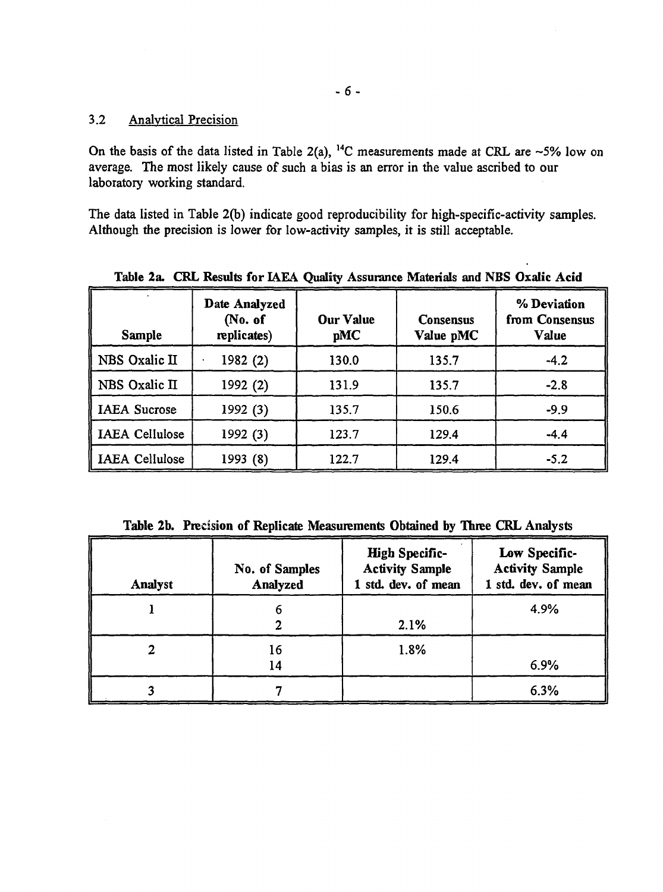### 3.2 Analytical Precision

On the basis of the data listed in Table 2(a), $^{14}C$ measurements made at CRL are ~5% low on average. The most likely cause of such a bias is an error in the value ascribed to our laboratory working standard.

The data listed in Table 2(b) indicate good reproducibility for high-specific-activity samples. Although the precision is lower for low-activity samples, it is still acceptable.

**Table 2a. CRL Results for IAEA Quality Assurance Materials and NBS Oxalic Acid**

| Sample | Date Analyzed (No. of replicates) | Our Value pMC | Consensus Value pMC | % Deviation from Consensus Value |
|---|---|---|---|---|
| NBS Oxalic II | 1982 (2) | 130.0 | 135.7 | -4.2 |
| NBS Oxalic II | 1992 (2) | 131.9 | 135.7 | -2.8 |
| IAEA Sucrose | 1992 (3) | 135.7 | 150.6 | -9.9 |
| IAEA Cellulose | 1992 (3) | 123.7 | 129.4 | -4.4 |
| IAEA Cellulose | 1993 (8) | 122.7 | 129.4 | -5.2 |

**Table 2b. Precision of Replicate Measurements Obtained by Three CRL Analysts**

| Analyst | No. of Samples Analyzed | High Specific-Activity Sample 1 std. dev. of mean | Low Specific-Activity Sample 1 std. dev. of mean |
|---|---|---|---|
| 1 | 6 | | 4.9% |
| | 2 | 2.1% | |
| 2 | 16 | 1.8% | |
| | 14 | | 6.9% |
| 3 | 7 | | 6.3% |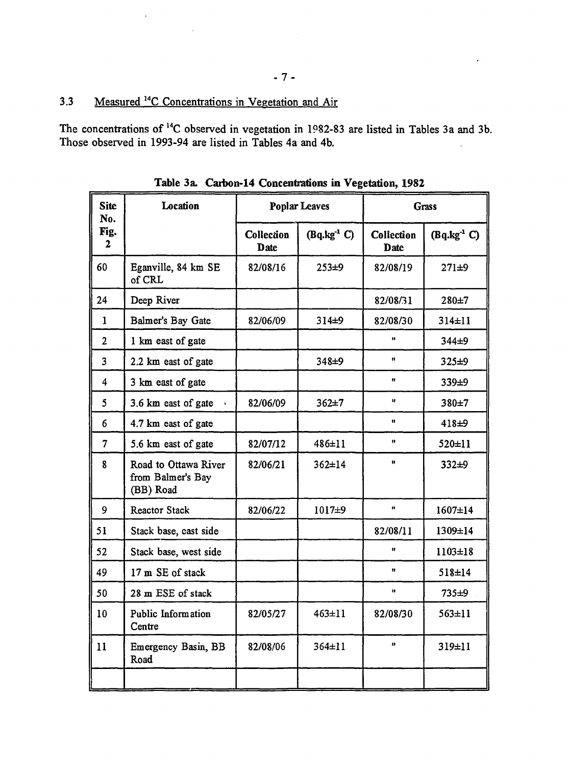## 3.3 Measured $^{14}C$ Concentrations in Vegetation and Air

The concentrations of $^{14}C$ observed in vegetation in 1982-83 are listed in Tables 3a and 3b. Those observed in 1993-94 are listed in Tables 4a and 4b.

**Table 3a. Carbon-14 Concentrations in Vegetation, 1982**

| Site No. Fig. 2 | Location | Poplar Leaves | | Grass | |
|---|---|---|---|---|---|
| | | Collection Date | ($Bq.kg^{-1}$ C) | Collection Date | ($Bq.kg^{-1}$ C) |
| 60 | Eganville, 84 km SE of CRL | 82/08/16 | 253±9 | 82/08/19 | 271±9 |
| 24 | Deep River | | | 82/08/31 | 280±7 |
| 1 | Balmer's Bay Gate | 82/06/09 | 314±9 | 82/08/30 | 314±11 |
| 2 | 1 km east of gate | | | " | 344±9 |
| 3 | 2.2 km east of gate | | 348±9 | " | 325±9 |
| 4 | 3 km east of gate | | | " | 339±9 |
| 5 | 3.6 km east of gate | 82/06/09 | 362±7 | " | 380±7 |
| 6 | 4.7 km east of gate | | | " | 418±9 |
| 7 | 5.6 km east of gate | 82/07/12 | 486±11 | " | 520±11 |
| 8 | Road to Ottawa River from Balmer's Bay (BB) Road | 82/06/21 | 362±14 | " | 332±9 |
| 9 | Reactor Stack | 82/06/22 | 1017±9 | " | 1607±14 |
| 51 | Stack base, east side | | | 82/08/11 | 1309±14 |
| 52 | Stack base, west side | | | " | 1103±18 |
| 49 | 17 m SE of stack | | | " | 518±14 |
| 50 | 28 m ESE of stack | | | " | 735±9 |
| 10 | Public Information Centre | 82/05/27 | 463±11 | 82/08/30 | 563±11 |
| 11 | Emergency Basin, BB Road | 82/08/06 | 364±11 | " | 319±11 |
| | | | | | |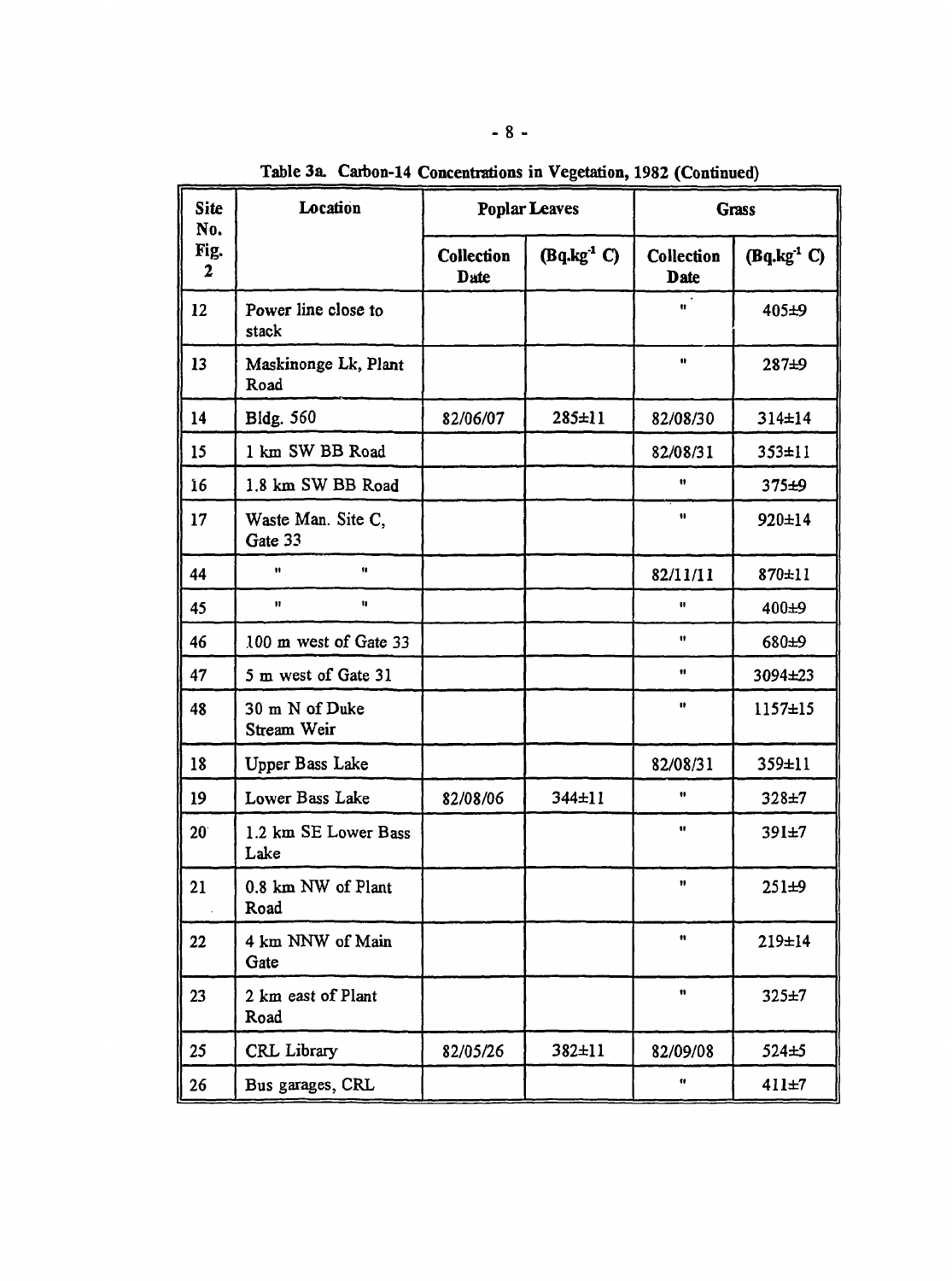Table 3a. Carbon-14 Concentrations in Vegetation, 1982 (Continued)

| Site No. Fig. 2 | Location | Poplar Leaves | | Grass | |
|---|---|---|---|---|---|
| | | Collection Date | ($Bq.kg^{-1}$ C) | Collection Date | ($Bq.kg^{-1}$ C) |
| 12 | Power line close to stack | | | " | 405±9 |
| 13 | Maskinonge Lk, Plant Road | | | " | 287±9 |
| 14 | Bldg. 560 | 82/06/07 | 285±11 | 82/08/30 | 314±14 |
| 15 | 1 km SW BB Road | | | 82/08/31 | 353±11 |
| 16 | 1.8 km SW BB Road | | | " | 375±9 |
| 17 | Waste Man. Site C, Gate 33 | | | " | 920±14 |
| 44 | " " | | | 82/11/11 | 870±11 |
| 45 | " " | | | " | 400±9 |
| 46 | 100 m west of Gate 33 | | | " | 680±9 |
| 47 | 5 m west of Gate 31 | | | " | 3094±23 |
| 48 | 30 m N of Duke Stream Weir | | | " | 1157±15 |
| 18 | Upper Bass Lake | | | 82/08/31 | 359±11 |
| 19 | Lower Bass Lake | 82/08/06 | 344±11 | " | 328±7 |
| 20 | 1.2 km SE Lower Bass Lake | | | " | 391±7 |
| 21 | 0.8 km NW of Plant Road | | | " | 251±9 |
| 22 | 4 km NNW of Main Gate | | | " | 219±14 |
| 23 | 2 km east of Plant Road | | | " | 325±7 |
| 25 | CRL Library | 82/05/26 | 382±11 | 82/09/08 | 524±5 |
| 26 | Bus garages, CRL | | | " | 411±7 |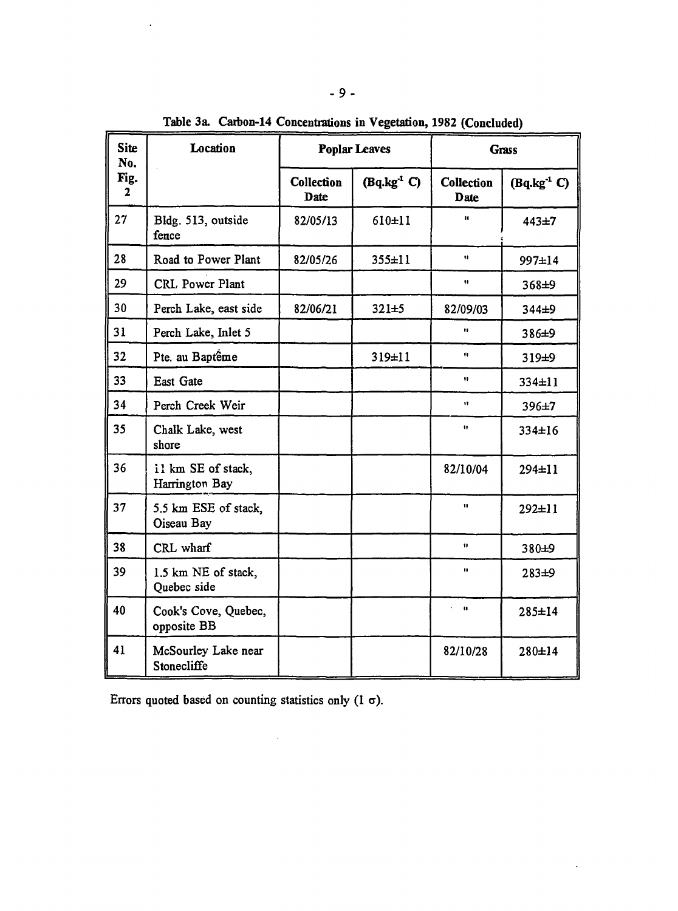**Table 3a. Carbon-14 Concentrations in Vegetation, 1982 (Concluded)**

| Site No. Fig. 2 | Location | Poplar Leaves | | Grass | |
|---|---|---|---|---|---|
| | | Collection Date | ($Bq.kg^{-1}$ C) | Collection Date | ($Bq.kg^{-1}$ C) |
| 27 | Bldg. 513, outside fence | 82/05/13 | 610±11 | " | 443±7 |
| 28 | Road to Power Plant | 82/05/26 | 355±11 | " | 997±14 |
| 29 | CRL Power Plant | | | " | 368±9 |
| 30 | Perch Lake, east side | 82/06/21 | 321±5 | 82/09/03 | 344±9 |
| 31 | Perch Lake, Inlet 5 | | | " | 386±9 |
| 32 | Pte. au Baptême | | 319±11 | " | 319±9 |
| 33 | East Gate | | | " | 334±11 |
| 34 | Perch Creek Weir | | | " | 396±7 |
| 35 | Chalk Lake, west shore | | | " | 334±16 |
| 36 | 11 km SE of stack, Harrington Bay | | | 82/10/04 | 294±11 |
| 37 | 5.5 km ESE of stack, Oiseau Bay | | | " | 292±11 |
| 38 | CRL wharf | | | " | 380±9 |
| 39 | 1.5 km NE of stack, Quebec side | | | " | 283±9 |
| 40 | Cook's Cove, Quebec, opposite BB | | | " | 285±14 |
| 41 | McSourley Lake near Stonecliffe | | | 82/10/28 | 280±14 |

Errors quoted based on counting statistics only (1 $\sigma$).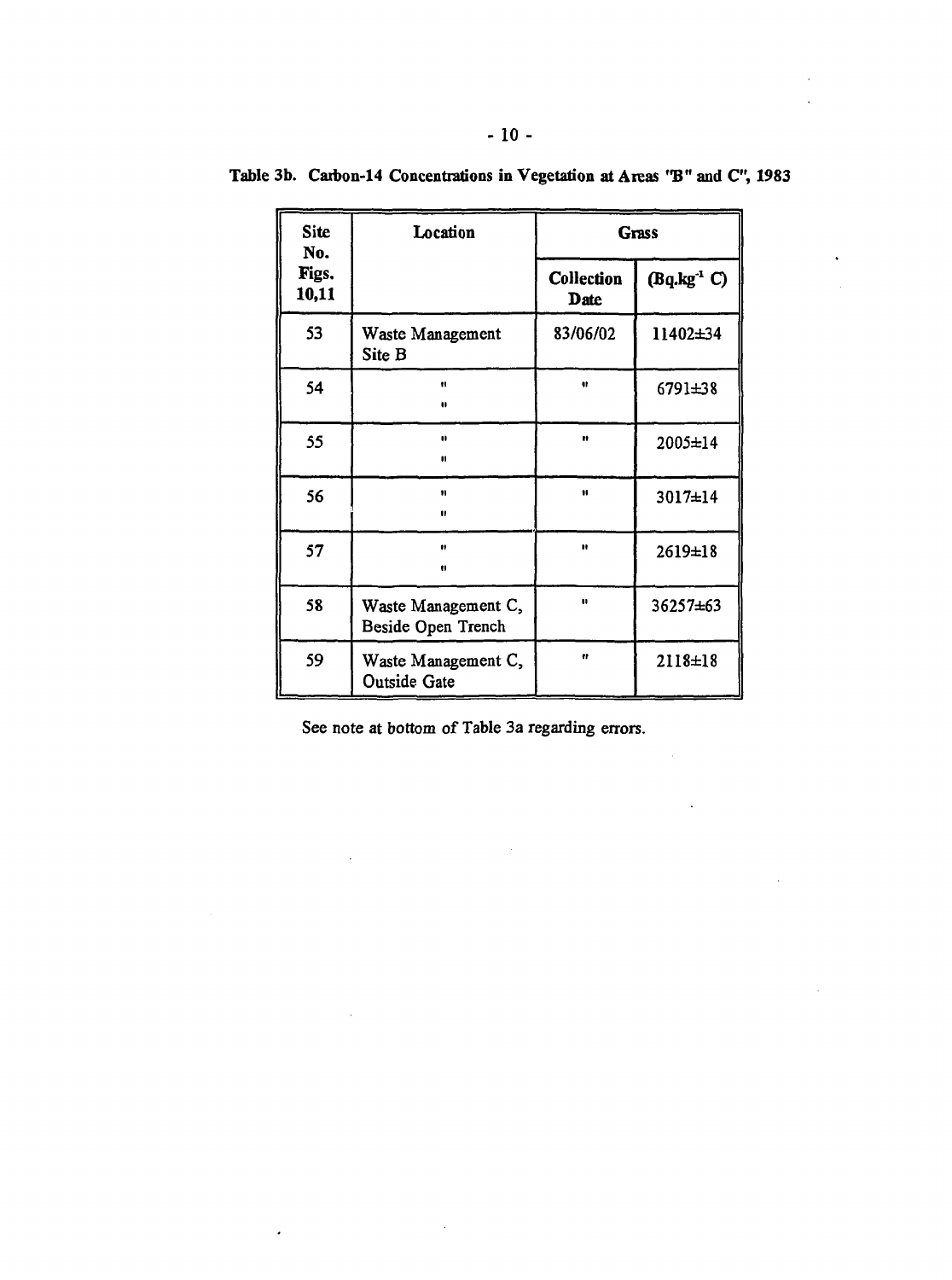Table 3b. Carbon-14 Concentrations in Vegetation at Areas "B" and C", 1983

| Site No. Figs. 10,11 | Location | Grass | |
|---|---|---|---|
| | | Collection Date | ($Bq.kg^{-1}$ C) |
| 53 | Waste Management Site B | 83/06/02 | 11402±34 |
| 54 | " " | " | 6791±38 |
| 55 | " " | " | 2005±14 |
| 56 | " " | " | 3017±14 |
| 57 | " " | " | 2619±18 |
| 58 | Waste Management C, Beside Open Trench | " | 36257±63 |
| 59 | Waste Management C, Outside Gate | " | 2118±18 |

See note at bottom of Table 3a regarding errors.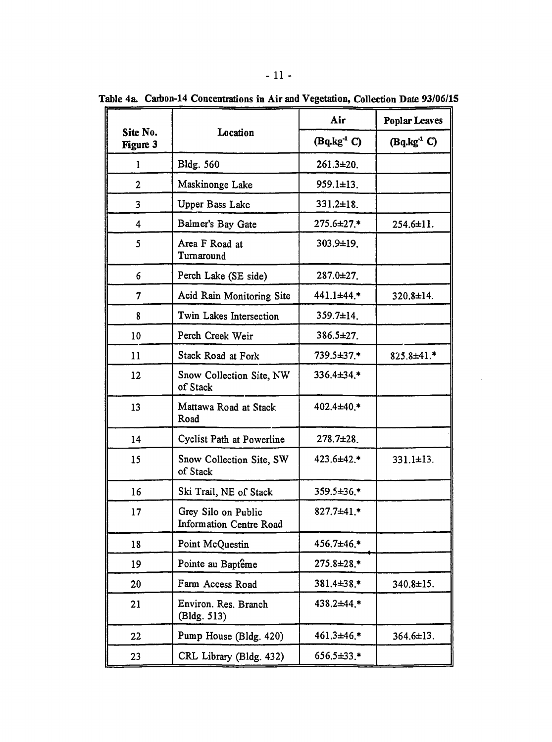Table 4a. Carbon-14 Concentrations in Air and Vegetation, Collection Date 93/06/15

| Site No. Figure 3 | Location | Air | Poplar Leaves |
|---|---|---|---|
| | | (Bq.kg$^{-1}$ C) | (Bq.kg$^{-1}$ C) |
| 1 | Bldg. 560 | 261.3±20. | |
| 2 | Maskinonge Lake | 959.1±13. | |
| 3 | Upper Bass Lake | 331.2±18. | |
| 4 | Balmer's Bay Gate | 275.6±27.* | 254.6±11. |
| 5 | Area F Road at Turnaround | 303.9±19. | |
| 6 | Perch Lake (SE side) | 287.0±27. | |
| 7 | Acid Rain Monitoring Site | 441.1±44.* | 320.8±14. |
| 8 | Twin Lakes Intersection | 359.7±14. | |
| 10 | Perch Creek Weir | 386.5±27. | |
| 11 | Stack Road at Fork | 739.5±37.* | 825.8±41.* |
| 12 | Snow Collection Site, NW of Stack | 336.4±34.* | |
| 13 | Mattawa Road at Stack Road | 402.4±40.* | |
| 14 | Cyclist Path at Powerline | 278.7±28. | |
| 15 | Snow Collection Site, SW of Stack | 423.6±42.* | 331.1±13. |
| 16 | Ski Trail, NE of Stack | 359.5±36.* | |
| 17 | Grey Silo on Public Information Centre Road | 827.7±41.* | |
| 18 | Point McQuestin | 456.7±46.* | |
| 19 | Pointe au Baptême | 275.8±28.* | |
| 20 | Farm Access Road | 381.4±38.* | 340.8±15. |
| 21 | Environ. Res. Branch (Bldg. 513) | 438.2±44.* | |
| 22 | Pump House (Bldg. 420) | 461.3±46.* | 364.6±13. |
| 23 | CRL Library (Bldg. 432) | 656.5±33.* | |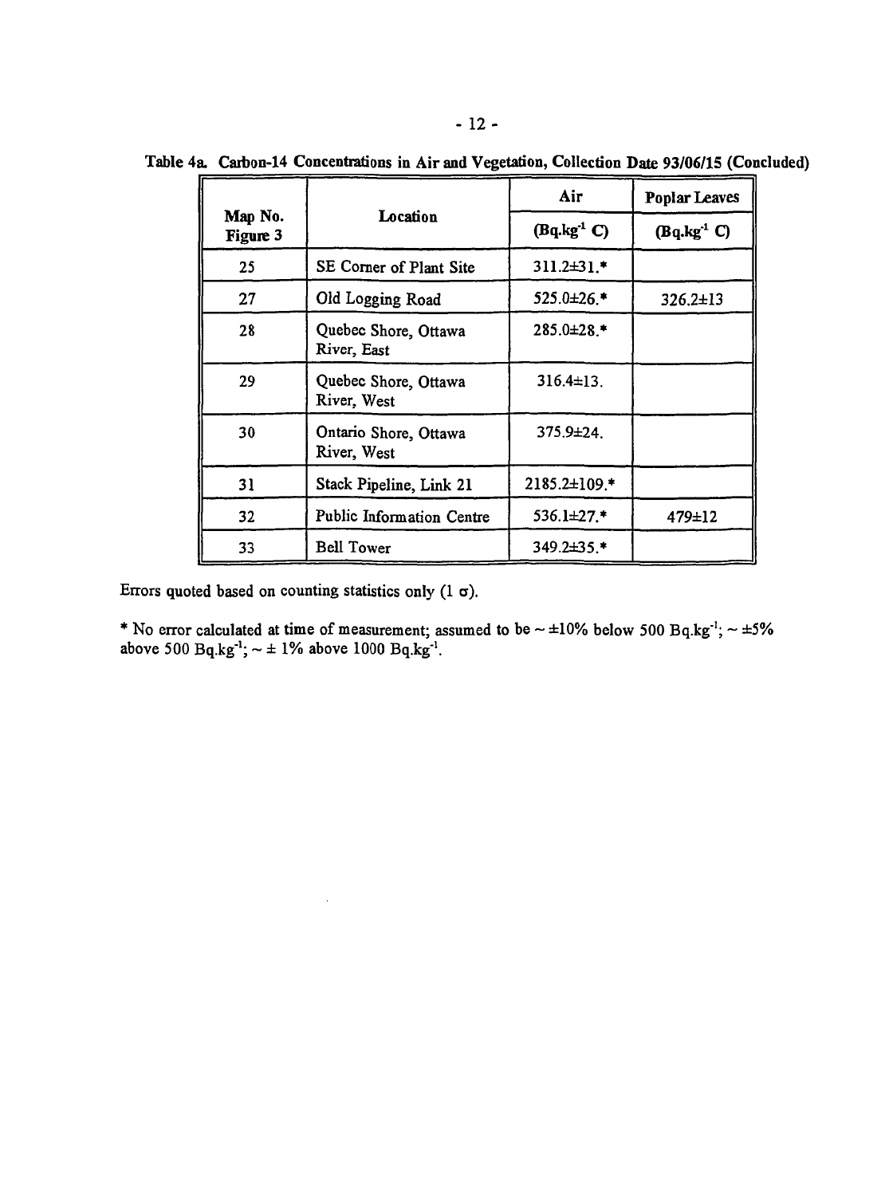**Table 4a. Carbon-14 Concentrations in Air and Vegetation, Collection Date 93/06/15 (Concluded)**

| Map No. Figure 3 | Location | Air | Poplar Leaves |
|---|---|---|---|
| | | ($Bq.kg^{-1}$ C) | ($Bq.kg^{-1}$ C) |
| 25 | SE Corner of Plant Site | 311.2±31.* | |
| 27 | Old Logging Road | 525.0±26.* | 326.2±13 |
| 28 | Quebec Shore, Ottawa River, East | 285.0±28.* | |
| 29 | Quebec Shore, Ottawa River, West | 316.4±13. | |
| 30 | Ontario Shore, Ottawa River, West | 375.9±24. | |
| 31 | Stack Pipeline, Link 21 | 2185.2±109.* | |
| 32 | Public Information Centre | 536.1±27.* | 479±12 |
| 33 | Bell Tower | 349.2±35.* | |

Errors quoted based on counting statistics only (1 $\sigma$).

* No error calculated at time of measurement; assumed to be ~ ±10% below 500 $Bq.kg^{-1}$; ~ ±5% above 500 $Bq.kg^{-1}$; ~ ± 1% above 1000 $Bq.kg^{-1}$.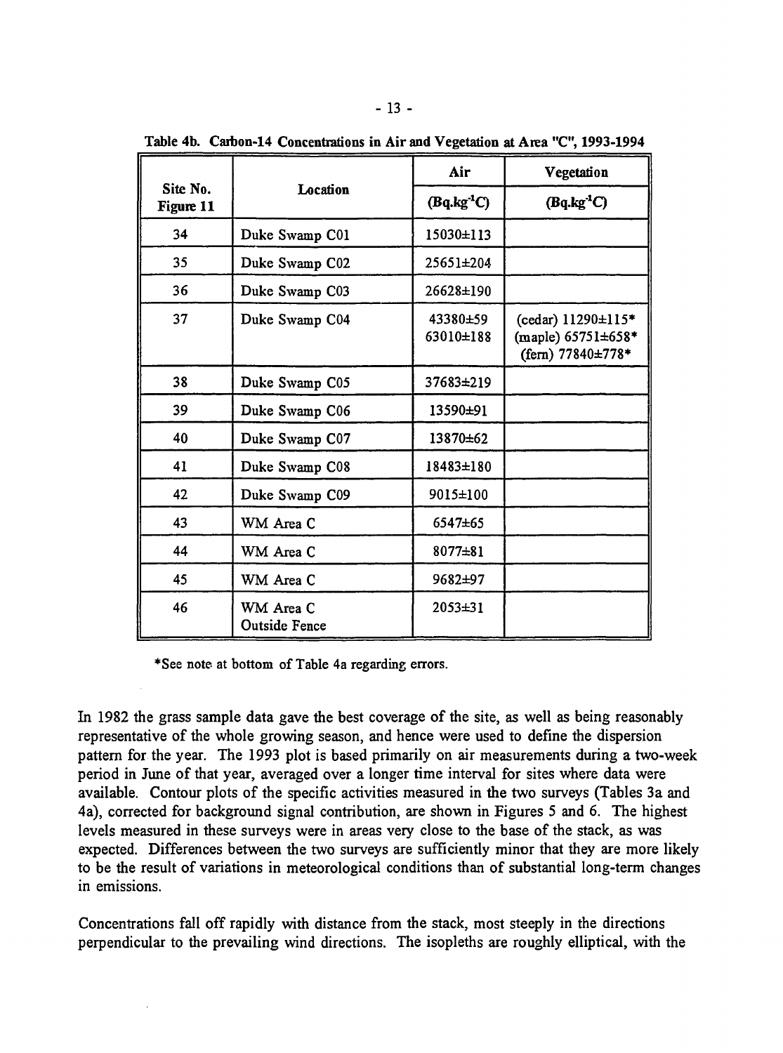**Table 4b. Carbon-14 Concentrations in Air and Vegetation at Area "C", 1993-1994**

| Site No. Figure 11 | Location | Air | Vegetation |
|---|---|---|---|
| | | ($Bq.kg^{-1}C$) | ($Bq.kg^{-1}C$) |
| 34 | Duke Swamp C01 | 15030±113 | |
| 35 | Duke Swamp C02 | 25651±204 | |
| 36 | Duke Swamp C03 | 26628±190 | |
| 37 | Duke Swamp C04 | 43380±59<br>63010±188 | (cedar) 11290±115*<br>(maple) 65751±658*<br>(fern) 77840±778* |
| 38 | Duke Swamp C05 | 37683±219 | |
| 39 | Duke Swamp C06 | 13590±91 | |
| 40 | Duke Swamp C07 | 13870±62 | |
| 41 | Duke Swamp C08 | 18483±180 | |
| 42 | Duke Swamp C09 | 9015±100 | |
| 43 | WM Area C | 6547±65 | |
| 44 | WM Area C | 8077±81 | |
| 45 | WM Area C | 9682±97 | |
| 46 | WM Area C Outside Fence | 2053±31 | |

*See note at bottom of Table 4a regarding errors.

In 1982 the grass sample data gave the best coverage of the site, as well as being reasonably representative of the whole growing season, and hence were used to define the dispersion pattern for the year. The 1993 plot is based primarily on air measurements during a two-week period in June of that year, averaged over a longer time interval for sites where data were available. Contour plots of the specific activities measured in the two surveys (Tables 3a and 4a), corrected for background signal contribution, are shown in Figures 5 and 6. The highest levels measured in these surveys were in areas very close to the base of the stack, as was expected. Differences between the two surveys are sufficiently minor that they are more likely to be the result of variations in meteorological conditions than of substantial long-term changes in emissions.

Concentrations fall off rapidly with distance from the stack, most steeply in the directions perpendicular to the prevailing wind directions. The isopleths are roughly elliptical, with the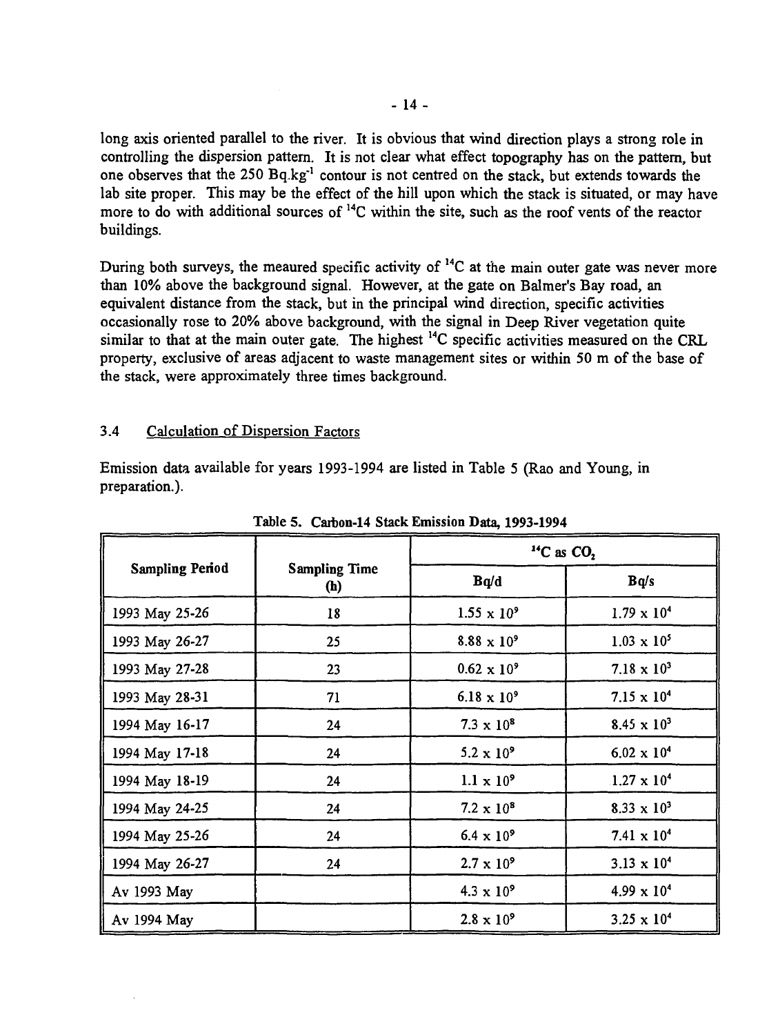long axis oriented parallel to the river. It is obvious that wind direction plays a strong role in controlling the dispersion pattern. It is not clear what effect topography has on the pattern, but one observes that the 250 $Bq.kg^{-1}$ contour is not centred on the stack, but extends towards the lab site proper. This may be the effect of the hill upon which the stack is situated, or may have more to do with additional sources of $^{14}C$ within the site, such as the roof vents of the reactor buildings.

During both surveys, the meaured specific activity of $^{14}C$ at the main outer gate was never more than 10% above the background signal. However, at the gate on Balmer's Bay road, an equivalent distance from the stack, but in the principal wind direction, specific activities occasionally rose to 20% above background, with the signal in Deep River vegetation quite similar to that at the main outer gate. The highest $^{14}C$ specific activities measured on the CRL property, exclusive of areas adjacent to waste management sites or within 50 m of the base of the stack, were approximately three times background.

### 3.4 Calculation of Dispersion Factors

Emission data available for years 1993-1994 are listed in Table 5 (Rao and Young, in preparation.).

**Table 5. Carbon-14 Stack Emission Data, 1993-1994**

| Sampling Period | Sampling Time (h) | $^{14}C$ as $CO_2$ | |
|---|---|---|---|
| | | Bq/d | Bq/s |
| 1993 May 25-26 | 18 | $1.55 \times 10^9$ | $1.79 \times 10^4$ |
| 1993 May 26-27 | 25 | $8.88 \times 10^9$ | $1.03 \times 10^5$ |
| 1993 May 27-28 | 23 | $0.62 \times 10^9$ | $7.18 \times 10^3$ |
| 1993 May 28-31 | 71 | $6.18 \times 10^9$ | $7.15 \times 10^4$ |
| 1994 May 16-17 | 24 | $7.3 \times 10^8$ | $8.45 \times 10^3$ |
| 1994 May 17-18 | 24 | $5.2 \times 10^9$ | $6.02 \times 10^4$ |
| 1994 May 18-19 | 24 | $1.1 \times 10^9$ | $1.27 \times 10^4$ |
| 1994 May 24-25 | 24 | $7.2 \times 10^8$ | $8.33 \times 10^3$ |
| 1994 May 25-26 | 24 | $6.4 \times 10^9$ | $7.41 \times 10^4$ |
| 1994 May 26-27 | 24 | $2.7 \times 10^9$ | $3.13 \times 10^4$ |
| Av 1993 May | | $4.3 \times 10^9$ | $4.99 \times 10^4$ |
| Av 1994 May | | $2.8 \times 10^9$ | $3.25 \times 10^4$ |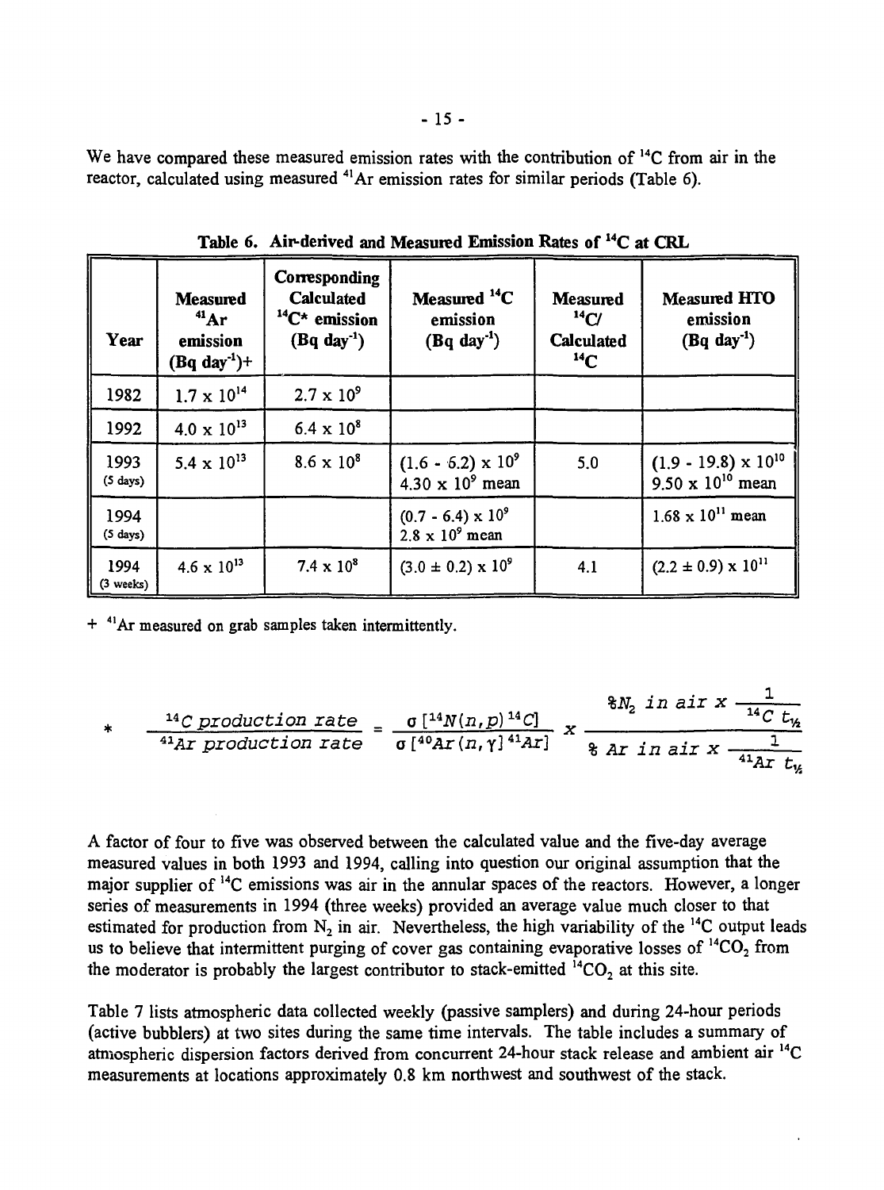We have compared these measured emission rates with the contribution of $^{14}C$ from air in the reactor, calculated using measured $^{41}Ar$ emission rates for similar periods (Table 6).

**Table 6. Air-derived and Measured Emission Rates of $^{14}C$ at CRL**

| Year | Measured $^{41}Ar$ emission (Bq day$^{-1}$)+ | Corresponding Calculated $^{14}C$* emission (Bq day$^{-1}$) | Measured $^{14}C$ emission (Bq day$^{-1}$) | Measured $^{14}C$/ Calculated $^{14}C$ | Measured HTO emission (Bq day$^{-1}$) |
|---|---|---|---|---|---|
| 1982 | $1.7 \times 10^{14}$ | $2.7 \times 10^{9}$ | | | |
| 1992 | $4.0 \times 10^{13}$ | $6.4 \times 10^{8}$ | | | |
| 1993 (5 days) | $5.4 \times 10^{13}$ | $8.6 \times 10^{8}$ | $(1.6 - 6.2) \times 10^{9}$<br>$4.30 \times 10^{9}$ mean | 5.0 | $(1.9 - 19.8) \times 10^{10}$<br>$9.50 \times 10^{10}$ mean |
| 1994 (5 days) | | | $(0.7 - 6.4) \times 10^{9}$<br>$2.8 \times 10^{9}$ mean | | $1.68 \times 10^{11}$ mean |
| 1994 (3 weeks) | $4.6 \times 10^{13}$ | $7.4 \times 10^{8}$ | $(3.0 \pm 0.2) \times 10^{9}$ | 4.1 | $(2.2 \pm 0.9) \times 10^{11}$ |

+ $^{41}Ar$ measured on grab samples taken intermittently.

$$* \quad \frac{^{14}C \text{ production rate}}{^{41}Ar \text{ production rate}} = \frac{\sigma\,[^{14}N(n,p)\,^{14}C]}{\sigma\,[^{40}Ar(n,\gamma)\,^{41}Ar]} \times \frac{\%N_2 \text{ in air} \times \frac{1}{^{14}C\ t_{1/2}}}{\%\ Ar \text{ in air} \times \frac{1}{^{41}Ar\ t_{1/2}}}$$

A factor of four to five was observed between the calculated value and the five-day average measured values in both 1993 and 1994, calling into question our original assumption that the major supplier of $^{14}C$ emissions was air in the annular spaces of the reactors. However, a longer series of measurements in 1994 (three weeks) provided an average value much closer to that estimated for production from $N_2$ in air. Nevertheless, the high variability of the $^{14}C$ output leads us to believe that intermittent purging of cover gas containing evaporative losses of $^{14}CO_2$ from the moderator is probably the largest contributor to stack-emitted $^{14}CO_2$ at this site.

Table 7 lists atmospheric data collected weekly (passive samplers) and during 24-hour periods (active bubblers) at two sites during the same time intervals. The table includes a summary of atmospheric dispersion factors derived from concurrent 24-hour stack release and ambient air $^{14}C$ measurements at locations approximately 0.8 km northwest and southwest of the stack.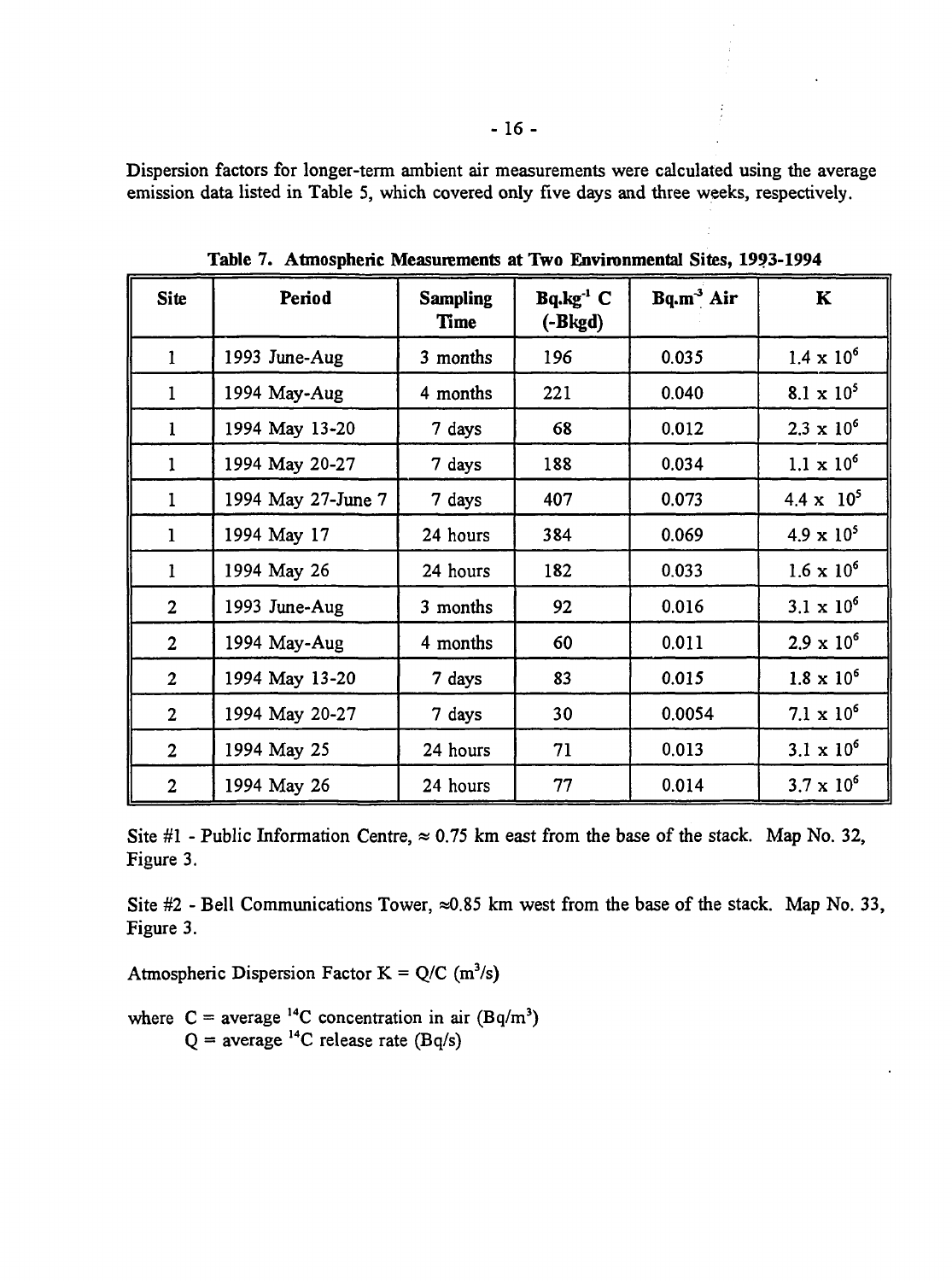Dispersion factors for longer-term ambient air measurements were calculated using the average emission data listed in Table 5, which covered only five days and three weeks, respectively.

**Table 7. Atmospheric Measurements at Two Environmental Sites, 1993-1994**

| Site | Period | Sampling Time | $Bq.kg^{-1}$ C (-Bkgd) | $Bq.m^{-3}$ Air | K |
|---|---|---|---|---|---|
| 1 | 1993 June-Aug | 3 months | 196 | 0.035 | $1.4 \times 10^6$ |
| 1 | 1994 May-Aug | 4 months | 221 | 0.040 | $8.1 \times 10^5$ |
| 1 | 1994 May 13-20 | 7 days | 68 | 0.012 | $2.3 \times 10^6$ |
| 1 | 1994 May 20-27 | 7 days | 188 | 0.034 | $1.1 \times 10^6$ |
| 1 | 1994 May 27-June 7 | 7 days | 407 | 0.073 | $4.4 \times 10^5$ |
| 1 | 1994 May 17 | 24 hours | 384 | 0.069 | $4.9 \times 10^5$ |
| 1 | 1994 May 26 | 24 hours | 182 | 0.033 | $1.6 \times 10^6$ |
| 2 | 1993 June-Aug | 3 months | 92 | 0.016 | $3.1 \times 10^6$ |
| 2 | 1994 May-Aug | 4 months | 60 | 0.011 | $2.9 \times 10^6$ |
| 2 | 1994 May 13-20 | 7 days | 83 | 0.015 | $1.8 \times 10^6$ |
| 2 | 1994 May 20-27 | 7 days | 30 | 0.0054 | $7.1 \times 10^6$ |
| 2 | 1994 May 25 | 24 hours | 71 | 0.013 | $3.1 \times 10^6$ |
| 2 | 1994 May 26 | 24 hours | 77 | 0.014 | $3.7 \times 10^6$ |

Site #1 - Public Information Centre, ≈ 0.75 km east from the base of the stack. Map No. 32, Figure 3.

Site #2 - Bell Communications Tower, ≈0.85 km west from the base of the stack. Map No. 33, Figure 3.

Atmospheric Dispersion Factor $K = Q/C$ ($m^3/s$)

where $C$ = average $^{14}C$ concentration in air ($Bq/m^3$)
$Q$ = average $^{14}C$ release rate ($Bq/s$)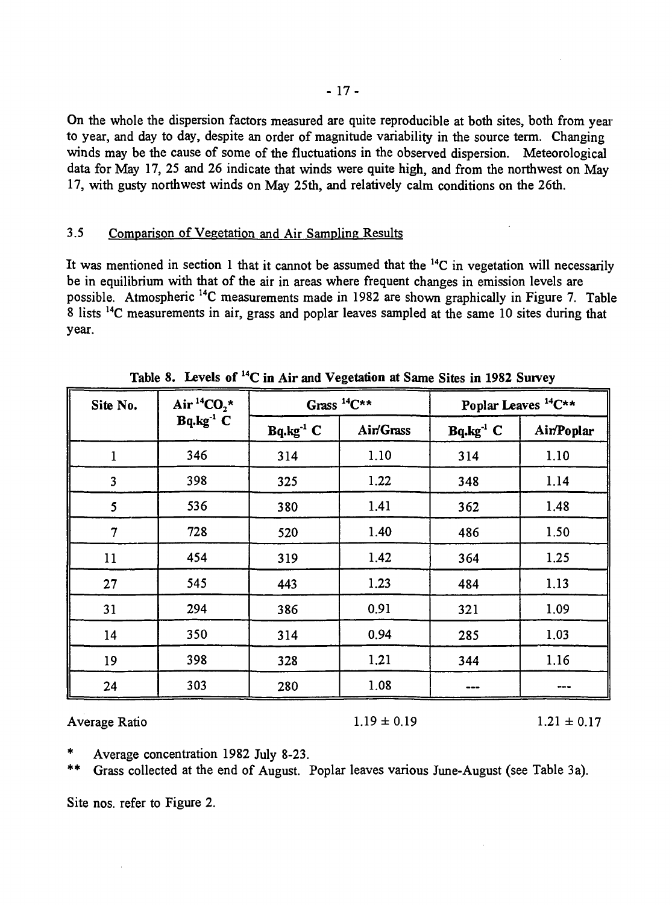On the whole the dispersion factors measured are quite reproducible at both sites, both from year to year, and day to day, despite an order of magnitude variability in the source term. Changing winds may be the cause of some of the fluctuations in the observed dispersion. Meteorological data for May 17, 25 and 26 indicate that winds were quite high, and from the northwest on May 17, with gusty northwest winds on May 25th, and relatively calm conditions on the 26th.

### 3.5 Comparison of Vegetation and Air Sampling Results

It was mentioned in section 1 that it cannot be assumed that the $^{14}C$ in vegetation will necessarily be in equilibrium with that of the air in areas where frequent changes in emission levels are possible. Atmospheric $^{14}C$ measurements made in 1982 are shown graphically in Figure 7. Table 8 lists $^{14}C$ measurements in air, grass and poplar leaves sampled at the same 10 sites during that year.

**Table 8. Levels of $^{14}C$ in Air and Vegetation at Same Sites in 1982 Survey**

| Site No. | Air $^{14}CO_2$* $Bq.kg^{-1}$ C | Grass $^{14}C$** | | Poplar Leaves $^{14}C$** | |
|---|---|---|---|---|---|
| | | $Bq.kg^{-1}$ C | Air/Grass | $Bq.kg^{-1}$ C | Air/Poplar |
| 1 | 346 | 314 | 1.10 | 314 | 1.10 |
| 3 | 398 | 325 | 1.22 | 348 | 1.14 |
| 5 | 536 | 380 | 1.41 | 362 | 1.48 |
| 7 | 728 | 520 | 1.40 | 486 | 1.50 |
| 11 | 454 | 319 | 1.42 | 364 | 1.25 |
| 27 | 545 | 443 | 1.23 | 484 | 1.13 |
| 31 | 294 | 386 | 0.91 | 321 | 1.09 |
| 14 | 350 | 314 | 0.94 | 285 | 1.03 |
| 19 | 398 | 328 | 1.21 | 344 | 1.16 |
| 24 | 303 | 280 | 1.08 | --- | --- |
| Average Ratio | | | $1.19 \pm 0.19$ | | $1.21 \pm 0.17$ |

\* Average concentration 1982 July 8-23.

\*\* Grass collected at the end of August. Poplar leaves various June-August (see Table 3a).

Site nos. refer to Figure 2.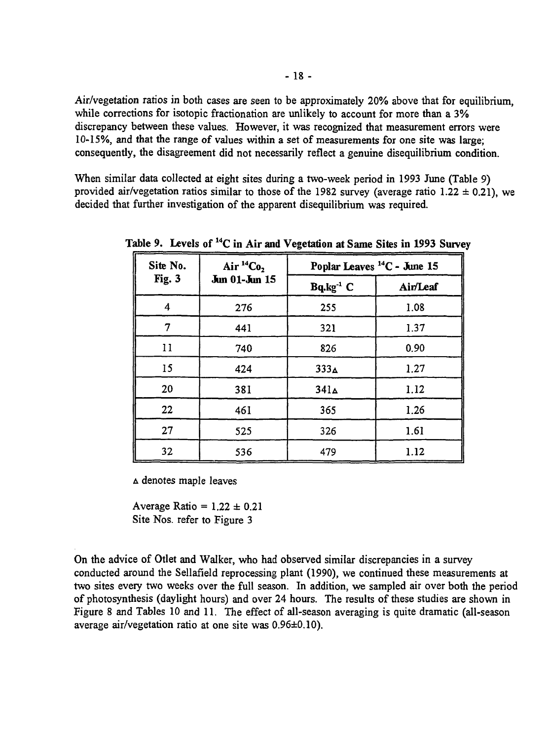Air/vegetation ratios in both cases are seen to be approximately 20% above that for equilibrium, while corrections for isotopic fractionation are unlikely to account for more than a 3% discrepancy between these values. However, it was recognized that measurement errors were 10-15%, and that the range of values within a set of measurements for one site was large; consequently, the disagreement did not necessarily reflect a genuine disequilibrium condition.

When similar data collected at eight sites during a two-week period in 1993 June (Table 9) provided air/vegetation ratios similar to those of the 1982 survey (average ratio 1.22 ± 0.21), we decided that further investigation of the apparent disequilibrium was required.

**Table 9. Levels of $^{14}C$ in Air and Vegetation at Same Sites in 1993 Survey**

| Site No. Fig. 3 | Air $^{14}Co_2$ Jun 01-Jun 15 | Poplar Leaves $^{14}C$ - June 15 | |
|---|---|---|---|
| | | $Bq.kg^{-1}$ C | Air/Leaf |
| 4 | 276 | 255 | 1.08 |
| 7 | 441 | 321 | 1.37 |
| 11 | 740 | 826 | 0.90 |
| 15 | 424 | 333▵ | 1.27 |
| 20 | 381 | 341▵ | 1.12 |
| 22 | 461 | 365 | 1.26 |
| 27 | 525 | 326 | 1.61 |
| 32 | 536 | 479 | 1.12 |

▵ denotes maple leaves

Average Ratio = 1.22 ± 0.21
Site Nos. refer to Figure 3

On the advice of Otlet and Walker, who had observed similar discrepancies in a survey conducted around the Sellafield reprocessing plant (1990), we continued these measurements at two sites every two weeks over the full season. In addition, we sampled air over both the period of photosynthesis (daylight hours) and over 24 hours. The results of these studies are shown in Figure 8 and Tables 10 and 11. The effect of all-season averaging is quite dramatic (all-season average air/vegetation ratio at one site was 0.96±0.10).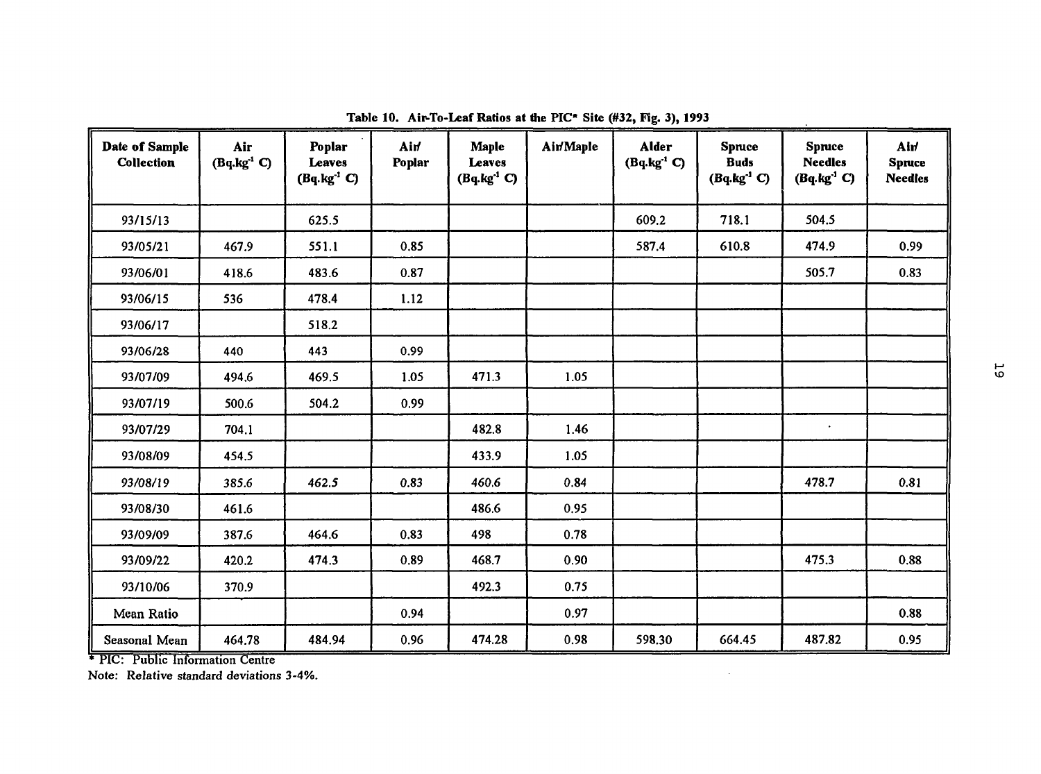**Table 10. Air-To-Leaf Ratios at the PIC* Site (#32, Fig. 3), 1993**

| Date of Sample Collection | Air ($Bq.kg^{-1}$ C) | Poplar Leaves ($Bq.kg^{-1}$ C) | Air/ Poplar | Maple Leaves ($Bq.kg^{-1}$ C) | Air/Maple | Alder ($Bq.kg^{-1}$ C) | Spruce Buds ($Bq.kg^{-1}$ C) | Spruce Needles ($Bq.kg^{-1}$ C) | Air/ Spruce Needles |
|---|---|---|---|---|---|---|---|---|---|
| 93/15/13 | | 625.5 | | | | 609.2 | 718.1 | 504.5 | |
| 93/05/21 | 467.9 | 551.1 | 0.85 | | | 587.4 | 610.8 | 474.9 | 0.99 |
| 93/06/01 | 418.6 | 483.6 | 0.87 | | | | | 505.7 | 0.83 |
| 93/06/15 | 536 | 478.4 | 1.12 | | | | | | |
| 93/06/17 | | 518.2 | | | | | | | |
| 93/06/28 | 440 | 443 | 0.99 | | | | | | |
| 93/07/09 | 494.6 | 469.5 | 1.05 | 471.3 | 1.05 | | | | |
| 93/07/19 | 500.6 | 504.2 | 0.99 | | | | | | |
| 93/07/29 | 704.1 | | | 482.8 | 1.46 | | | | |
| 93/08/09 | 454.5 | | | 433.9 | 1.05 | | | | |
| 93/08/19 | 385.6 | 462.5 | 0.83 | 460.6 | 0.84 | | | 478.7 | 0.81 |
| 93/08/30 | 461.6 | | | 486.6 | 0.95 | | | | |
| 93/09/09 | 387.6 | 464.6 | 0.83 | 498 | 0.78 | | | | |
| 93/09/22 | 420.2 | 474.3 | 0.89 | 468.7 | 0.90 | | | 475.3 | 0.88 |
| 93/10/06 | 370.9 | | | 492.3 | 0.75 | | | | |
| Mean Ratio | | | 0.94 | | 0.97 | | | | 0.88 |
| Seasonal Mean | 464.78 | 484.94 | 0.96 | 474.28 | 0.98 | 598.30 | 664.45 | 487.82 | 0.95 |

\* PIC: Public Information Centre

Note: Relative standard deviations 3-4%.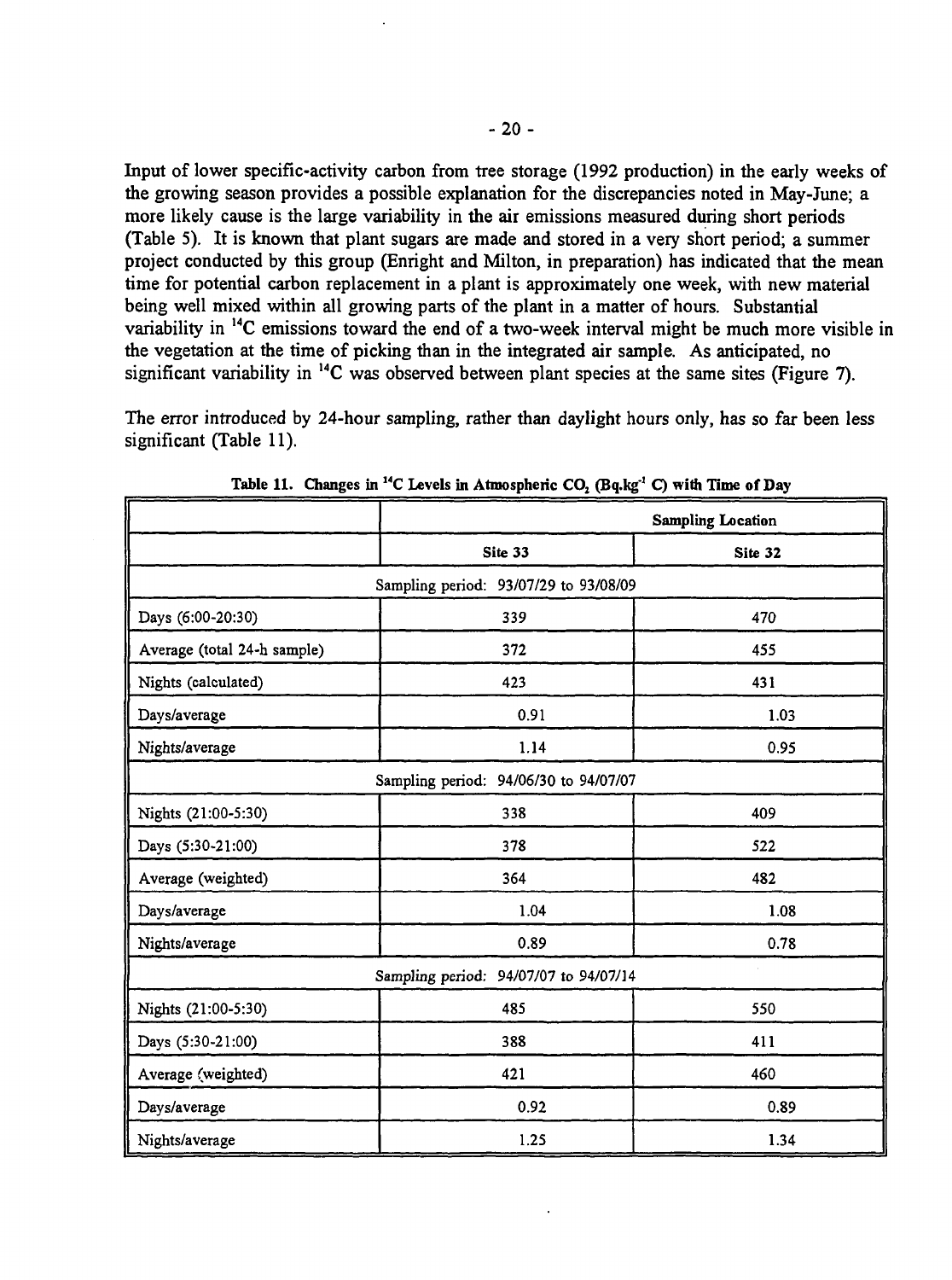Input of lower specific-activity carbon from tree storage (1992 production) in the early weeks of the growing season provides a possible explanation for the discrepancies noted in May-June; a more likely cause is the large variability in the air emissions measured during short periods (Table 5). It is known that plant sugars are made and stored in a very short period; a summer project conducted by this group (Enright and Milton, in preparation) has indicated that the mean time for potential carbon replacement in a plant is approximately one week, with new material being well mixed within all growing parts of the plant in a matter of hours. Substantial variability in $^{14}C$ emissions toward the end of a two-week interval might be much more visible in the vegetation at the time of picking than in the integrated air sample. As anticipated, no significant variability in $^{14}C$ was observed between plant species at the same sites (Figure 7).

The error introduced by 24-hour sampling, rather than daylight hours only, has so far been less significant (Table 11).

**Table 11. Changes in $^{14}C$ Levels in Atmospheric $CO_2$ ($Bq.kg^{-1}$ C) with Time of Day**

| | Sampling Location | |
|---|---|---|
| | Site 33 | Site 32 |
| Sampling period: 93/07/29 to 93/08/09 | | |
| Days (6:00-20:30) | 339 | 470 |
| Average (total 24-h sample) | 372 | 455 |
| Nights (calculated) | 423 | 431 |
| Days/average | 0.91 | 1.03 |
| Nights/average | 1.14 | 0.95 |
| Sampling period: 94/06/30 to 94/07/07 | | |
| Nights (21:00-5:30) | 338 | 409 |
| Days (5:30-21:00) | 378 | 522 |
| Average (weighted) | 364 | 482 |
| Days/average | 1.04 | 1.08 |
| Nights/average | 0.89 | 0.78 |
| Sampling period: 94/07/07 to 94/07/14 | | |
| Nights (21:00-5:30) | 485 | 550 |
| Days (5:30-21:00) | 388 | 411 |
| Average (weighted) | 421 | 460 |
| Days/average | 0.92 | 0.89 |
| Nights/average | 1.25 | 1.34 |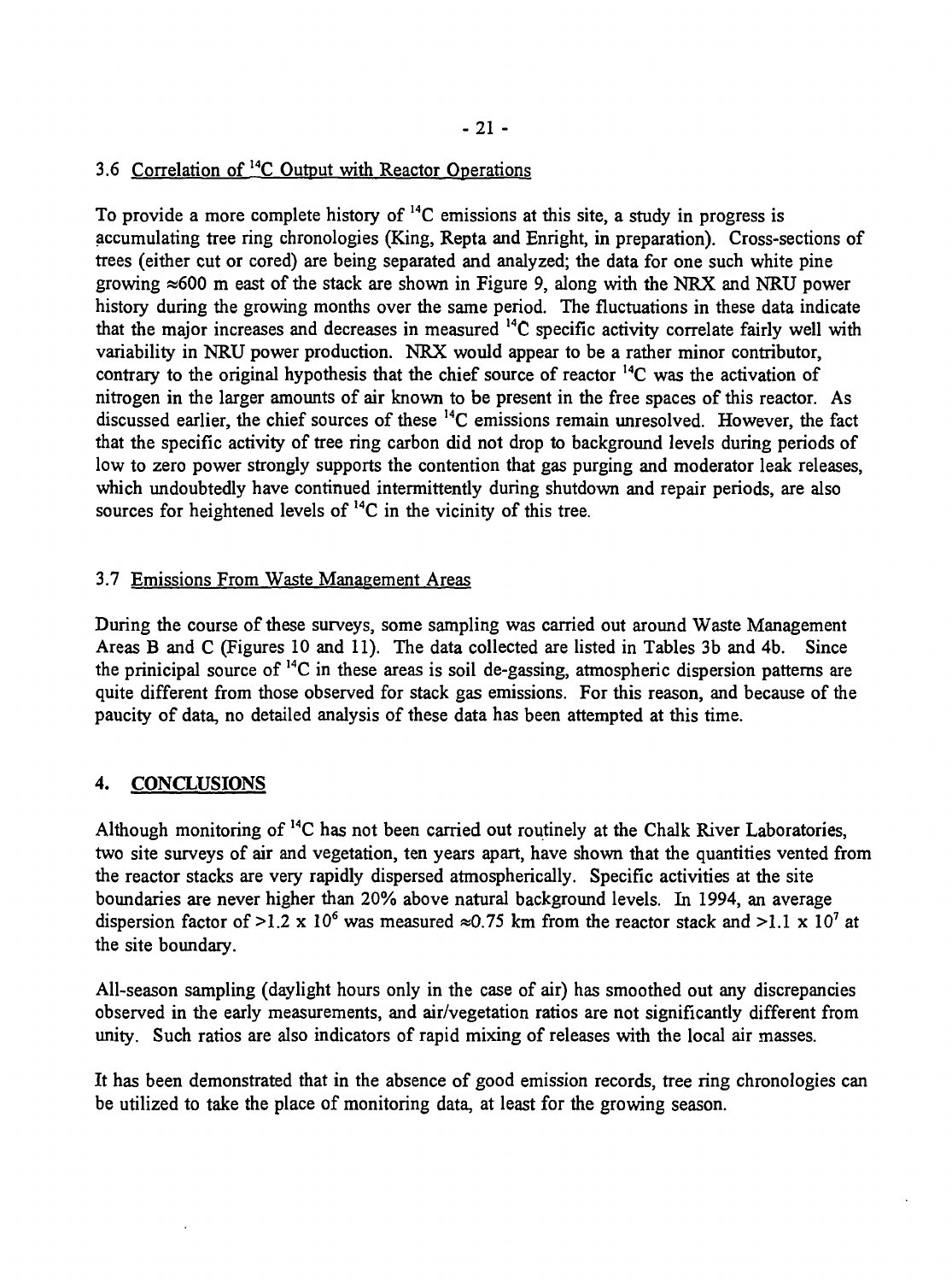### 3.6 Correlation of $^{14}C$ Output with Reactor Operations

To provide a more complete history of $^{14}C$ emissions at this site, a study in progress is accumulating tree ring chronologies (King, Repta and Enright, in preparation). Cross-sections of trees (either cut or cored) are being separated and analyzed; the data for one such white pine growing $\approx$600 m east of the stack are shown in Figure 9, along with the NRX and NRU power history during the growing months over the same period. The fluctuations in these data indicate that the major increases and decreases in measured $^{14}C$ specific activity correlate fairly well with variability in NRU power production. NRX would appear to be a rather minor contributor, contrary to the original hypothesis that the chief source of reactor $^{14}C$ was the activation of nitrogen in the larger amounts of air known to be present in the free spaces of this reactor. As discussed earlier, the chief sources of these $^{14}C$ emissions remain unresolved. However, the fact that the specific activity of tree ring carbon did not drop to background levels during periods of low to zero power strongly supports the contention that gas purging and moderator leak releases, which undoubtedly have continued intermittently during shutdown and repair periods, are also sources for heightened levels of $^{14}C$ in the vicinity of this tree.

### 3.7 Emissions From Waste Management Areas

During the course of these surveys, some sampling was carried out around Waste Management Areas B and C (Figures 10 and 11). The data collected are listed in Tables 3b and 4b. Since the prinicipal source of $^{14}C$ in these areas is soil de-gassing, atmospheric dispersion patterns are quite different from those observed for stack gas emissions. For this reason, and because of the paucity of data, no detailed analysis of these data has been attempted at this time.

## 4. CONCLUSIONS

Although monitoring of $^{14}C$ has not been carried out routinely at the Chalk River Laboratories, two site surveys of air and vegetation, ten years apart, have shown that the quantities vented from the reactor stacks are very rapidly dispersed atmospherically. Specific activities at the site boundaries are never higher than 20% above natural background levels. In 1994, an average dispersion factor of $>1.2 \times 10^6$ was measured $\approx$0.75 km from the reactor stack and $>1.1 \times 10^7$ at the site boundary.

All-season sampling (daylight hours only in the case of air) has smoothed out any discrepancies observed in the early measurements, and air/vegetation ratios are not significantly different from unity. Such ratios are also indicators of rapid mixing of releases with the local air masses.

It has been demonstrated that in the absence of good emission records, tree ring chronologies can be utilized to take the place of monitoring data, at least for the growing season.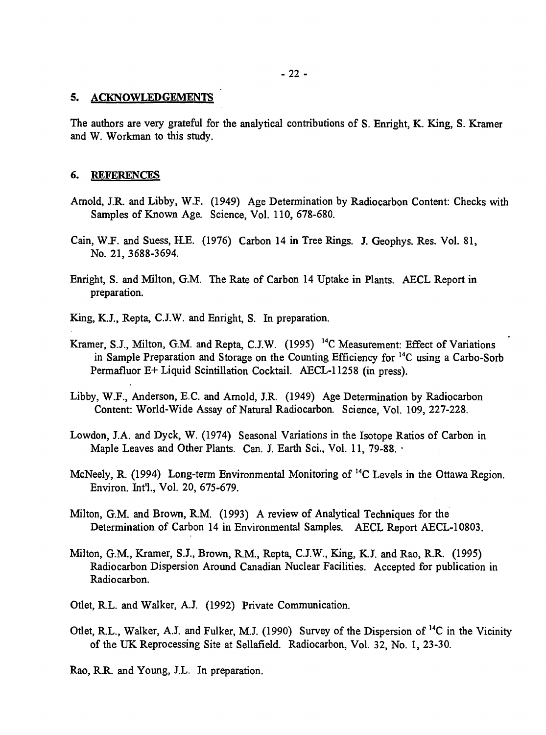## 5. ACKNOWLEDGEMENTS

The authors are very grateful for the analytical contributions of S. Enright, K. King, S. Kramer and W. Workman to this study.

## 6. REFERENCES

Arnold, J.R. and Libby, W.F. (1949) Age Determination by Radiocarbon Content: Checks with Samples of Known Age. Science, Vol. 110, 678-680.

Cain, W.F. and Suess, H.E. (1976) Carbon 14 in Tree Rings. J. Geophys. Res. Vol. 81, No. 21, 3688-3694.

Enright, S. and Milton, G.M. The Rate of Carbon 14 Uptake in Plants. AECL Report in preparation.

King, K.J., Repta, C.J.W. and Enright, S. In preparation.

Kramer, S.J., Milton, G.M. and Repta, C.J.W. (1995) $^{14}C$ Measurement: Effect of Variations in Sample Preparation and Storage on the Counting Efficiency for $^{14}C$ using a Carbo-Sorb Permafluor E+ Liquid Scintillation Cocktail. AECL-11258 (in press).

Libby, W.F., Anderson, E.C. and Arnold, J.R. (1949) Age Determination by Radiocarbon Content: World-Wide Assay of Natural Radiocarbon. Science, Vol. 109, 227-228.

Lowdon, J.A. and Dyck, W. (1974) Seasonal Variations in the Isotope Ratios of Carbon in Maple Leaves and Other Plants. Can. J. Earth Sci., Vol. 11, 79-88.

McNeely, R. (1994) Long-term Environmental Monitoring of $^{14}C$ Levels in the Ottawa Region. Environ. Int'l., Vol. 20, 675-679.

Milton, G.M. and Brown, R.M. (1993) A review of Analytical Techniques for the Determination of Carbon 14 in Environmental Samples. AECL Report AECL-10803.

Milton, G.M., Kramer, S.J., Brown, R.M., Repta, C.J.W., King, K.J. and Rao, R.R. (1995) Radiocarbon Dispersion Around Canadian Nuclear Facilities. Accepted for publication in Radiocarbon.

Otlet, R.L. and Walker, A.J. (1992) Private Communication.

Otlet, R.L., Walker, A.J. and Fulker, M.J. (1990) Survey of the Dispersion of $^{14}C$ in the Vicinity of the UK Reprocessing Site at Sellafield. Radiocarbon, Vol. 32, No. 1, 23-30.

Rao, R.R. and Young, J.L. In preparation.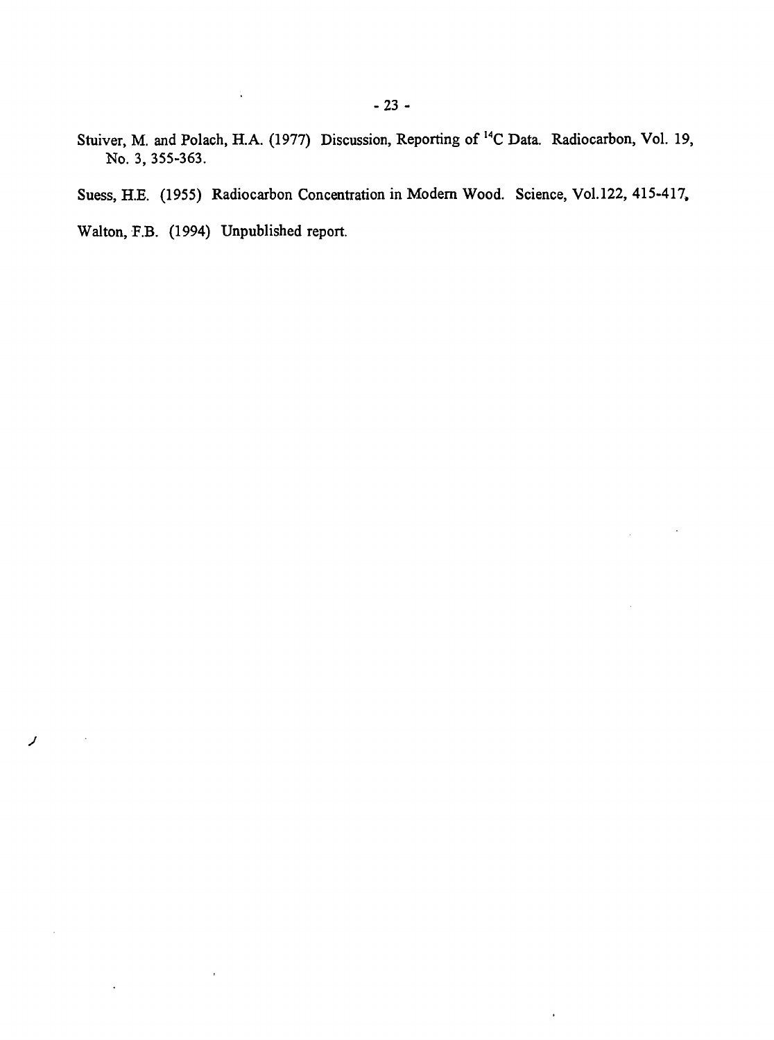Stuiver, M. and Polach, H.A. (1977) Discussion, Reporting of $^{14}C$ Data. Radiocarbon, Vol. 19, No. 3, 355-363.

Suess, H.E. (1955) Radiocarbon Concentration in Modern Wood. Science, Vol.122, 415-417,

Walton, F.B. (1994) Unpublished report.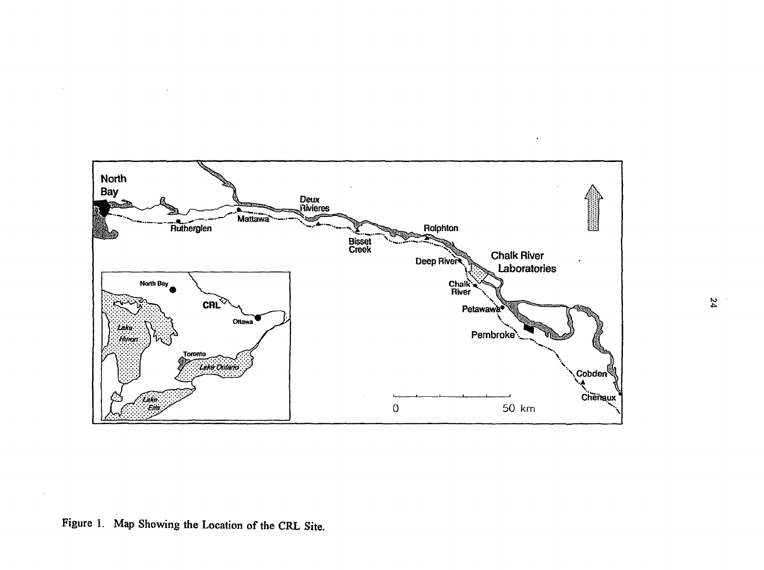Figure 1. Map Showing the Location of the CRL Site.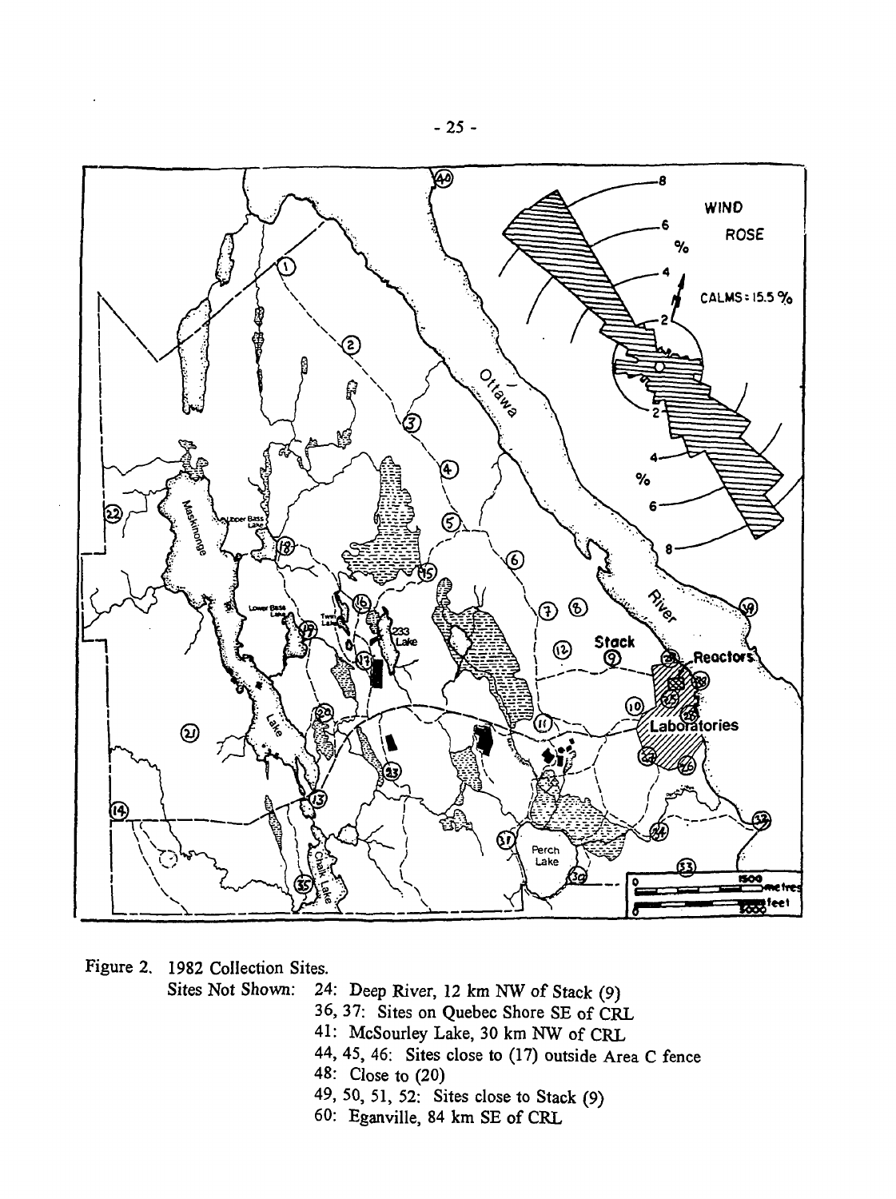Figure 2. 1982 Collection Sites.

Sites Not Shown:
- 24: Deep River, 12 km NW of Stack (9)
- 36, 37: Sites on Quebec Shore SE of CRL
- 41: McSourley Lake, 30 km NW of CRL
- 44, 45, 46: Sites close to (17) outside Area C fence
- 48: Close to (20)
- 49, 50, 51, 52: Sites close to Stack (9)
- 60: Eganville, 84 km SE of CRL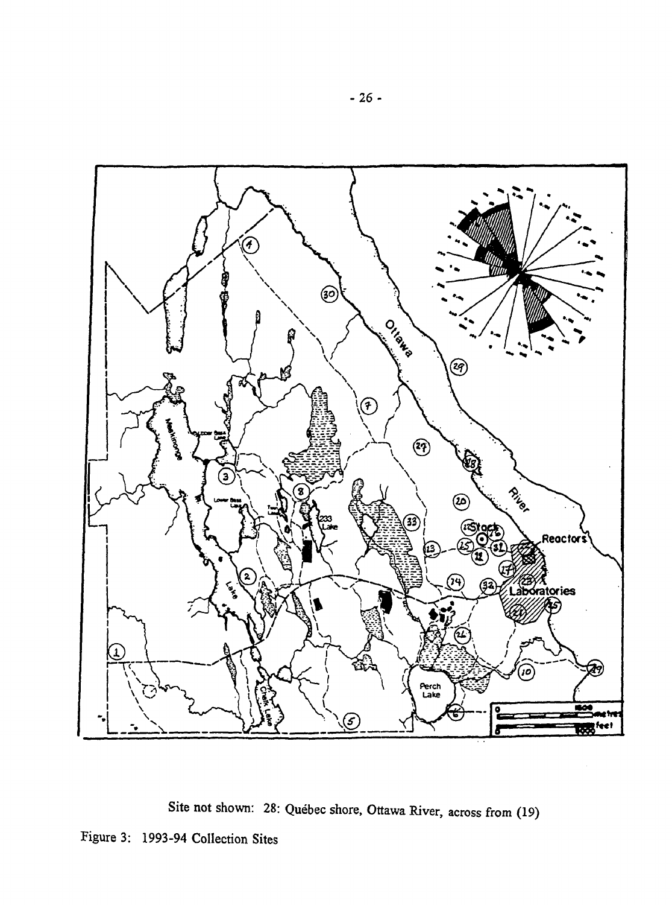Site not shown: 28: Québec shore, Ottawa River, across from (19)

Figure 3: 1993-94 Collection Sites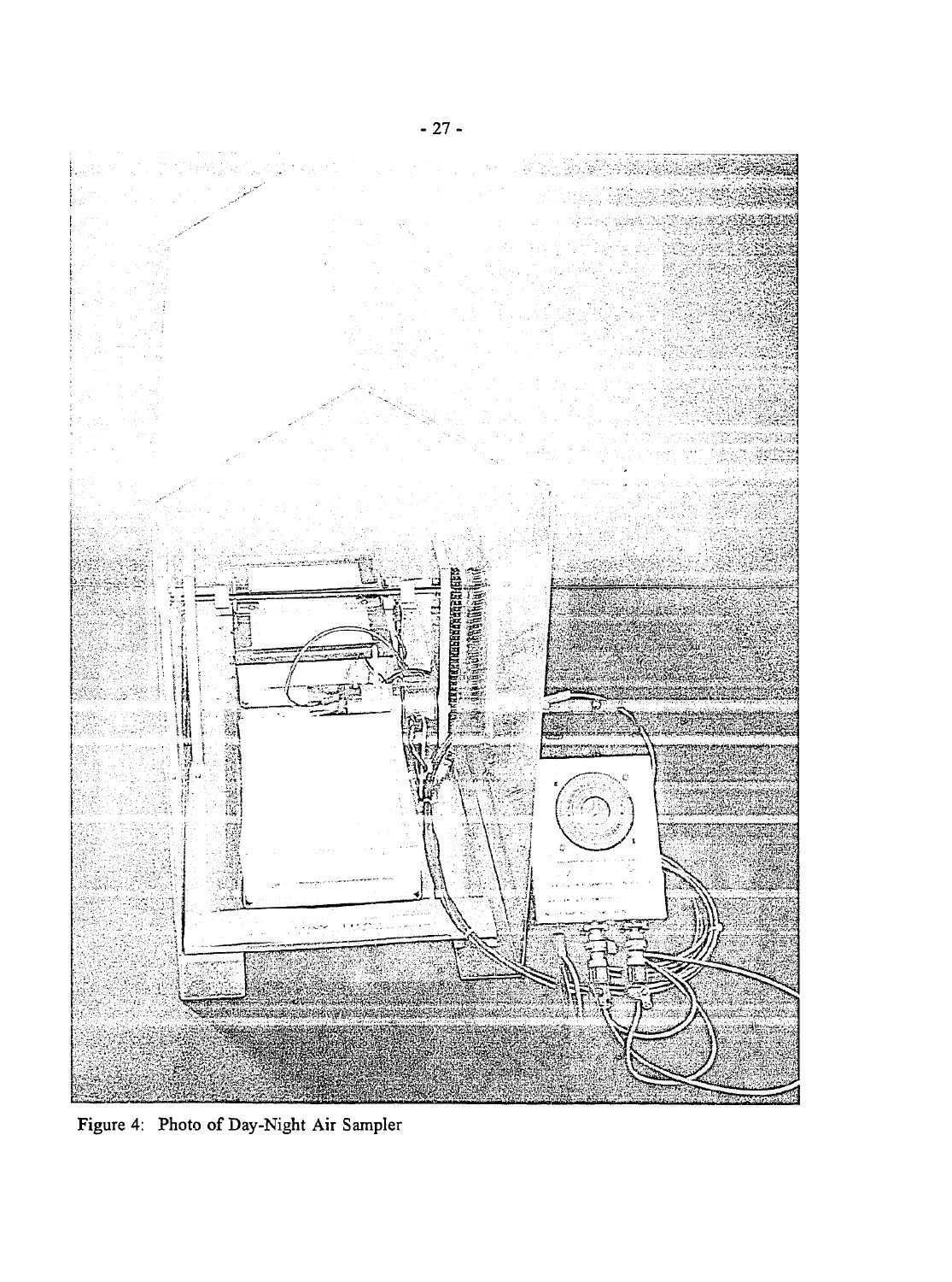Figure 4: Photo of Day-Night Air Sampler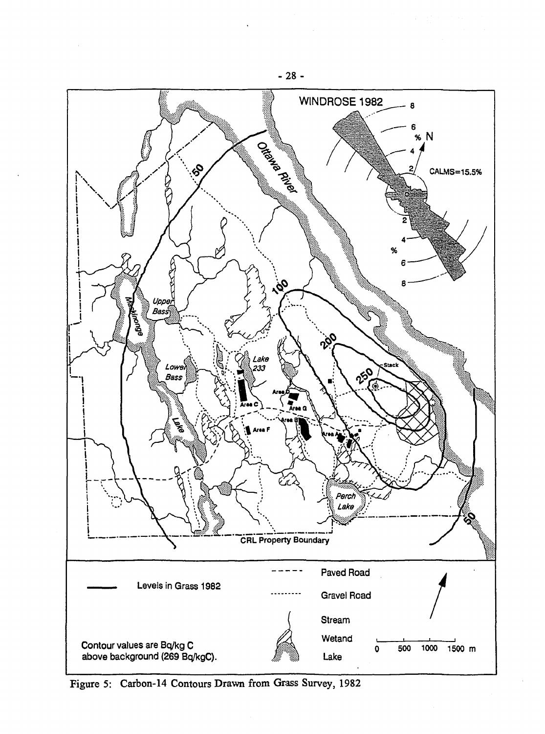Figure 5: Carbon-14 Contours Drawn from Grass Survey, 1982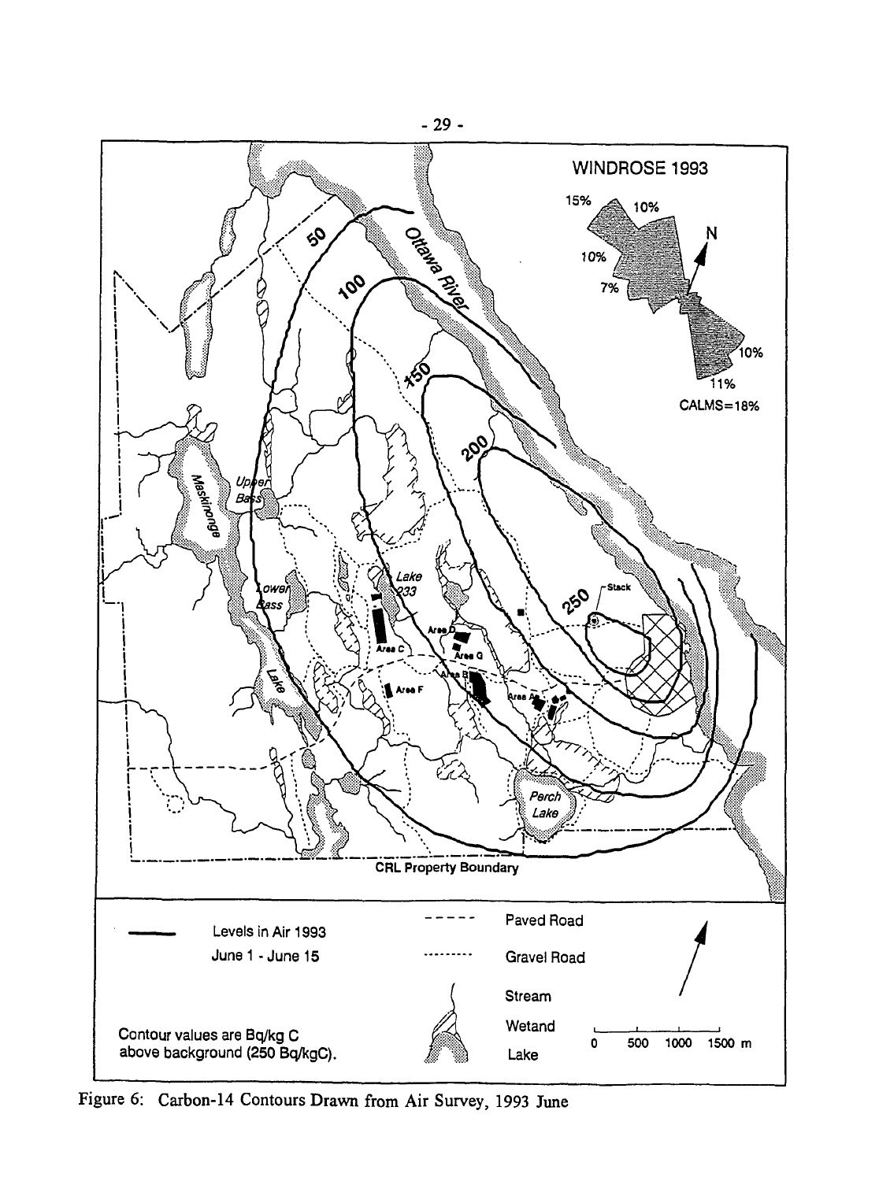Figure 6: Carbon-14 Contours Drawn from Air Survey, 1993 June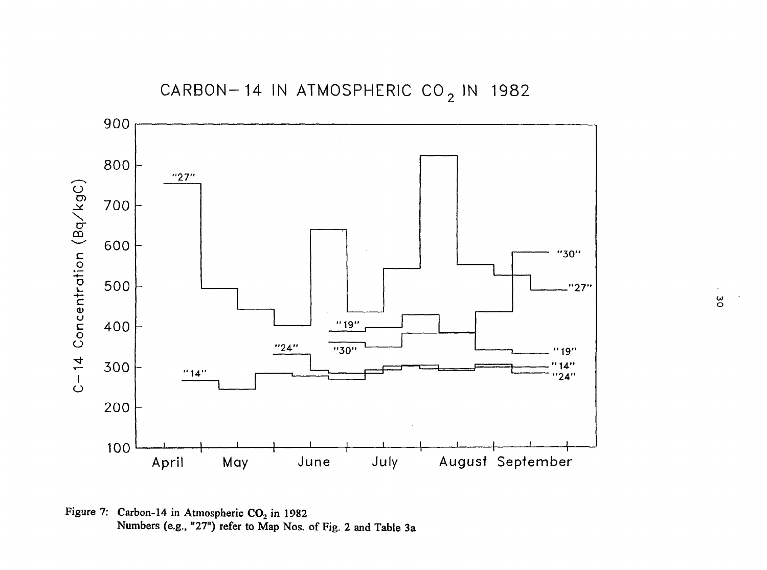Figure 7: Carbon-14 in Atmospheric $CO_2$ in 1982
Numbers (e.g., "27") refer to Map Nos. of Fig. 2 and Table 3a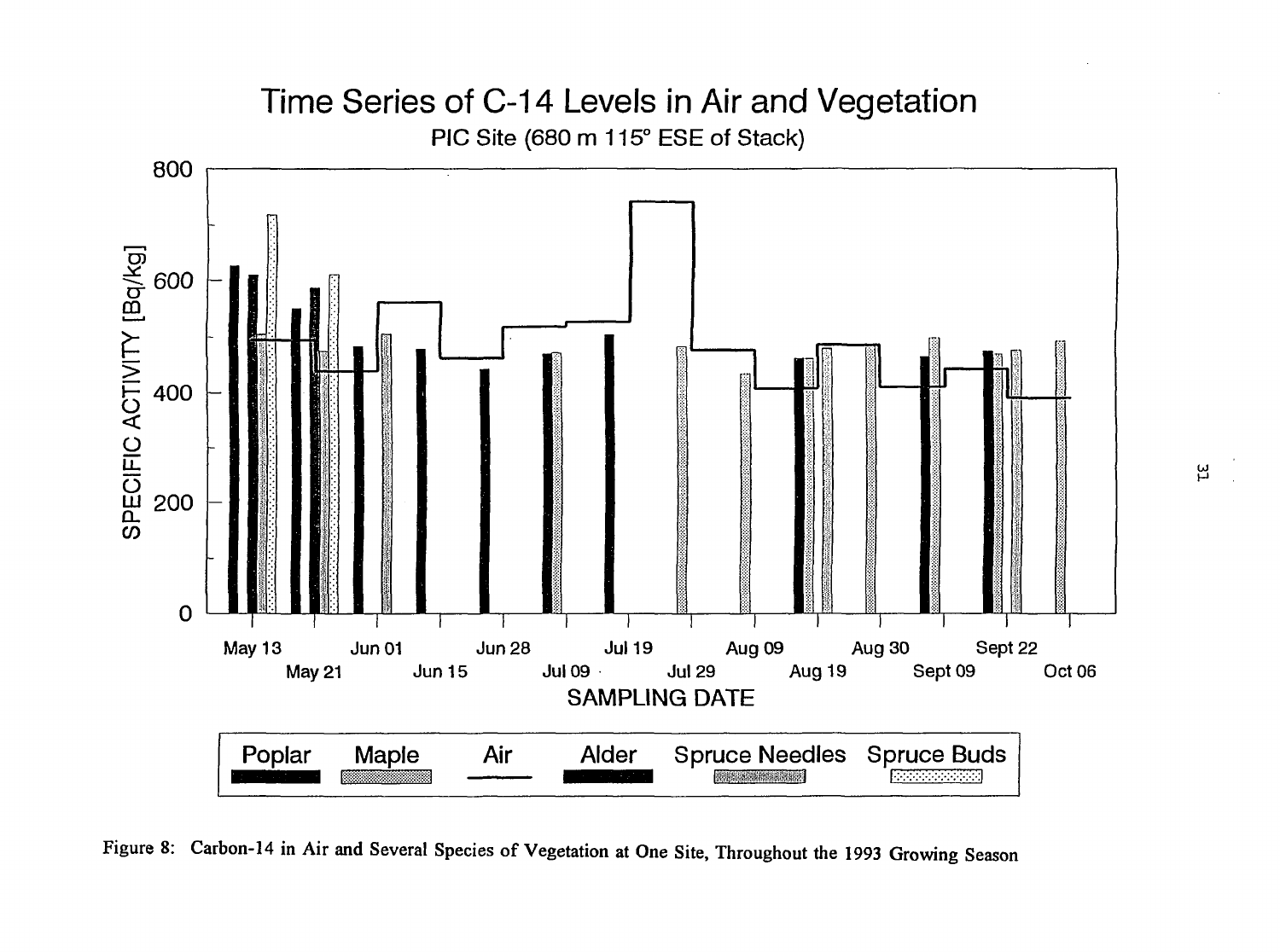Figure 8: Carbon-14 in Air and Several Species of Vegetation at One Site, Throughout the 1993 Growing Season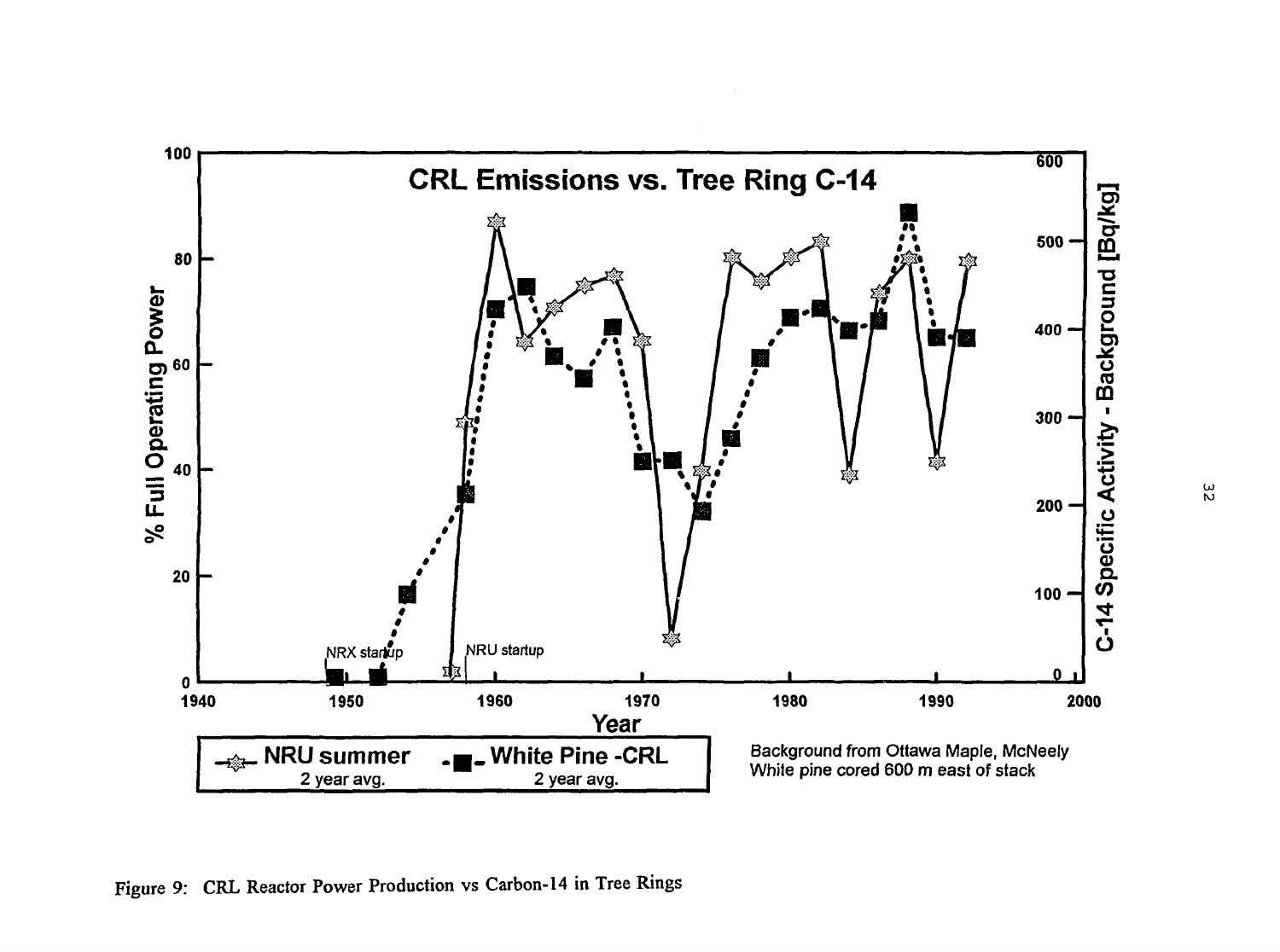# CRL Emissions vs. Tree Ring C-14

% Full Operating Power (left axis, 0–100); C-14 Specific Activity - Background [Bq/kg] (right axis, 0–600); Year (1940–2000)

NRX startup

NRU startup

NRU summer — 2 year avg.

White Pine -CRL — 2 year avg.

Background from Ottawa Maple, McNeely
White pine cored 600 m east of stack

Figure 9: CRL Reactor Power Production vs Carbon-14 in Tree Rings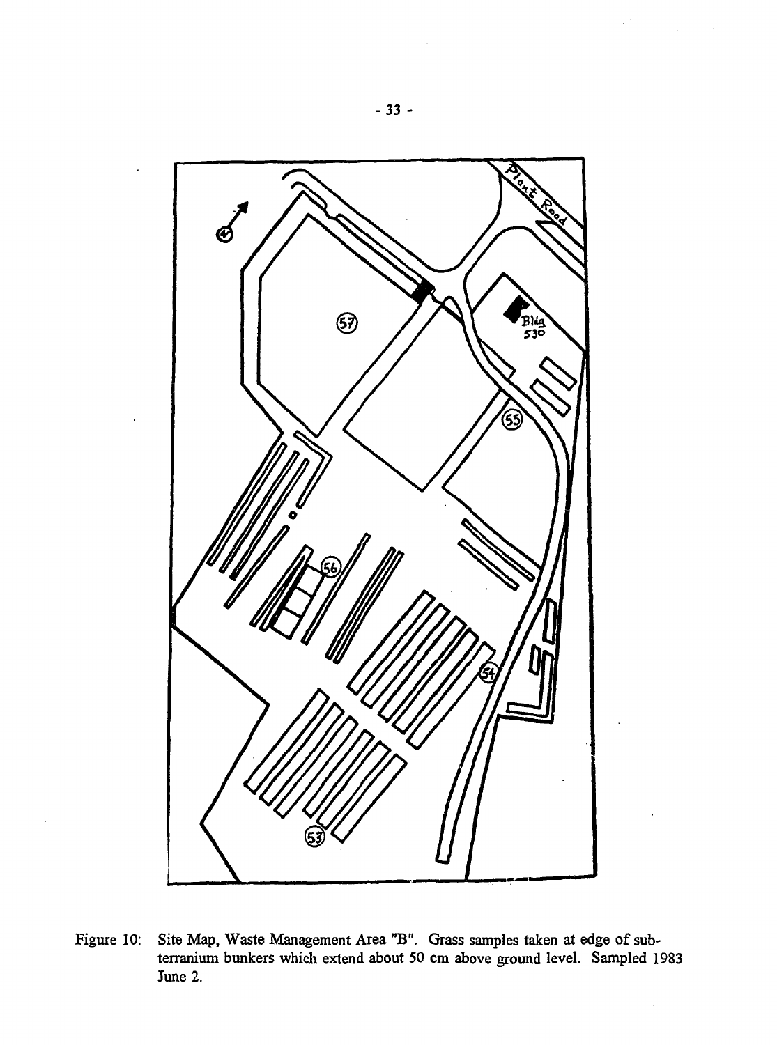Figure 10: Site Map, Waste Management Area "B". Grass samples taken at edge of subterranium bunkers which extend about 50 cm above ground level. Sampled 1983 June 2.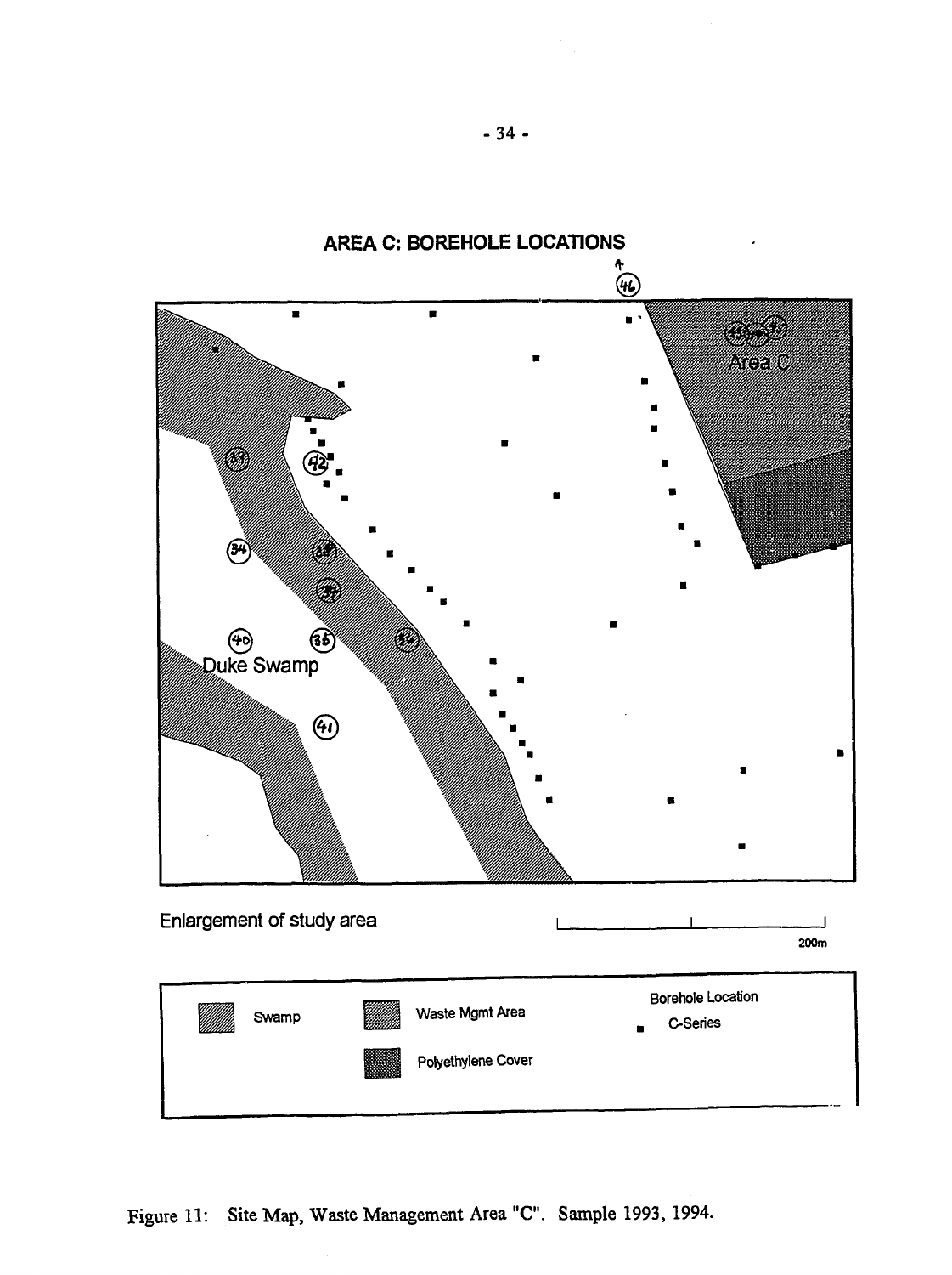## AREA C: BOREHOLE LOCATIONS

Area C

Duke Swamp

Enlargement of study area

200m

Swamp

Waste Mgmt Area

Polyethylene Cover

Borehole Location

C-Series

Figure 11: Site Map, Waste Management Area "C". Sample 1993, 1994.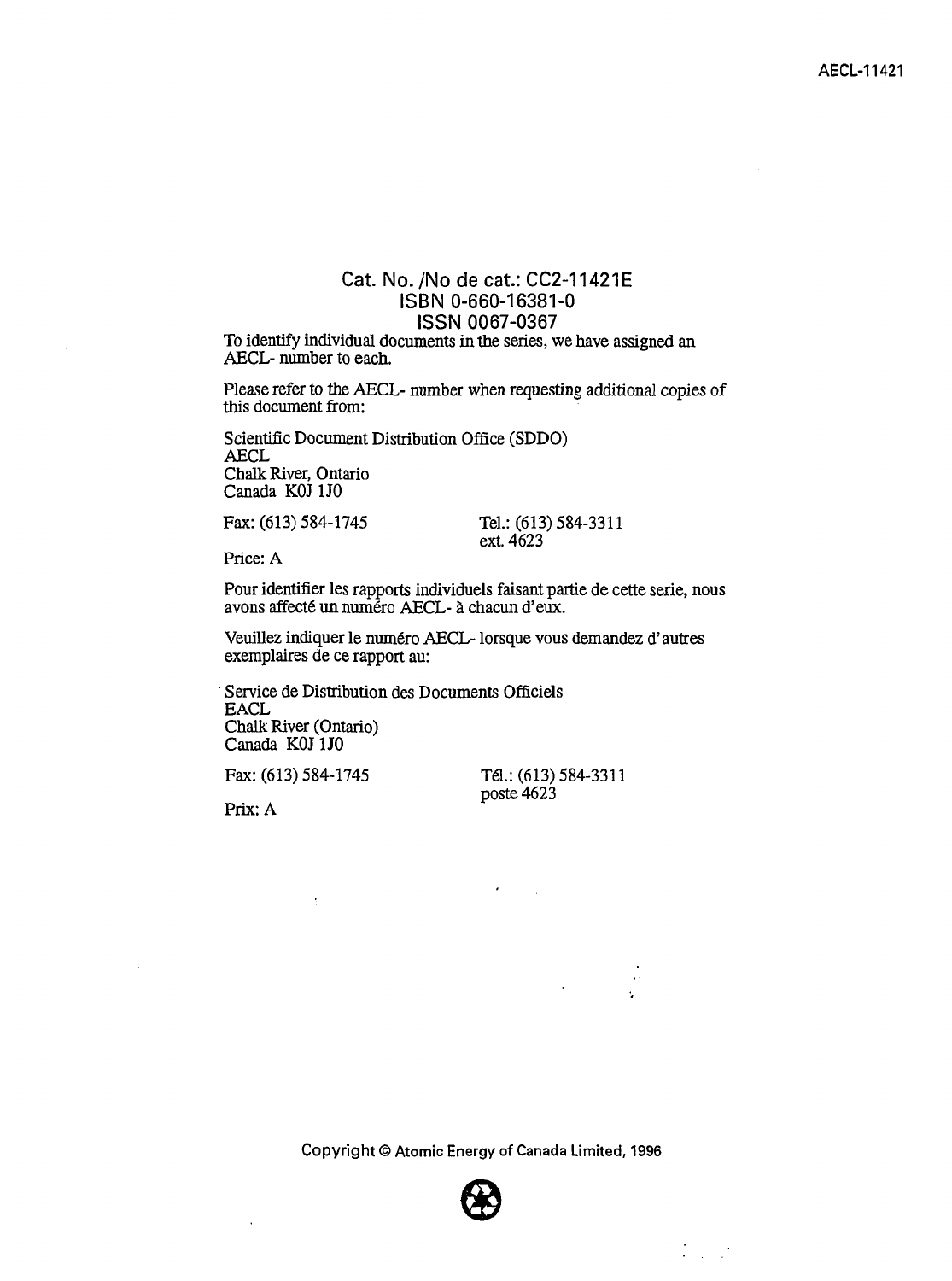AECL-11421

Cat. No. /No de cat.: CC2-11421E
ISBN 0-660-16381-0
ISSN 0067-0367

To identify individual documents in the series, we have assigned an AECL- number to each.

Please refer to the AECL- number when requesting additional copies of this document from:

Scientific Document Distribution Office (SDDO)
AECL
Chalk River, Ontario
Canada K0J 1J0

Fax: (613) 584-1745 Tel.: (613) 584-3311 ext. 4623

Price: A

Pour identifier les rapports individuels faisant partie de cette serie, nous avons affecté un numéro AECL- à chacun d'eux.

Veuillez indiquer le numéro AECL- lorsque vous demandez d'autres exemplaires de ce rapport au:

Service de Distribution des Documents Officiels
EACL
Chalk River (Ontario)
Canada K0J 1J0

Fax: (613) 584-1745 Tél.: (613) 584-3311 poste 4623

Prix: A

Copyright © Atomic Energy of Canada Limited, 1996